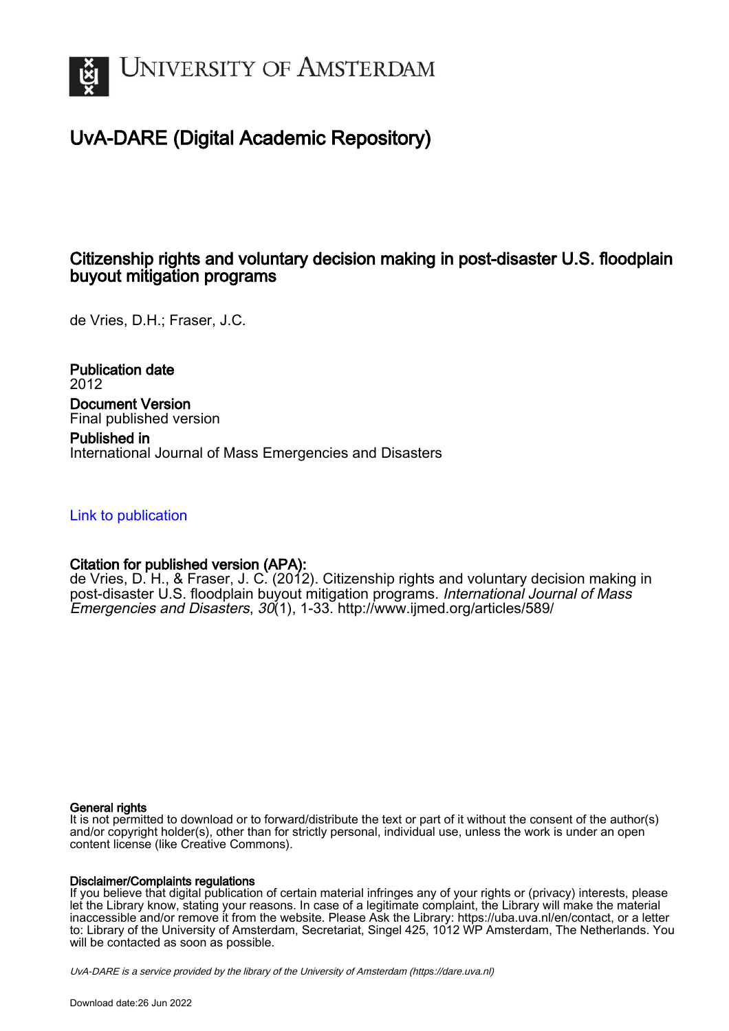UNIVERSITY OF AMSTERDAM

# UvA-DARE (Digital Academic Repository)

## Citizenship rights and voluntary decision making in post-disaster U.S. floodplain buyout mitigation programs

de Vries, D.H.; Fraser, J.C.

**Publication date**
2012

**Document Version**
Final published version

**Published in**
International Journal of Mass Emergencies and Disasters

Link to publication

**Citation for published version (APA):**
de Vries, D. H., & Fraser, J. C. (2012). Citizenship rights and voluntary decision making in post-disaster U.S. floodplain buyout mitigation programs. *International Journal of Mass Emergencies and Disasters*, *30*(1), 1-33. http://www.ijmed.org/articles/589/

**General rights**
It is not permitted to download or to forward/distribute the text or part of it without the consent of the author(s) and/or copyright holder(s), other than for strictly personal, individual use, unless the work is under an open content license (like Creative Commons).

**Disclaimer/Complaints regulations**
If you believe that digital publication of certain material infringes any of your rights or (privacy) interests, please let the Library know, stating your reasons. In case of a legitimate complaint, the Library will make the material inaccessible and/or remove it from the website. Please Ask the Library: https://uba.uva.nl/en/contact, or a letter to: Library of the University of Amsterdam, Secretariat, Singel 425, 1012 WP Amsterdam, The Netherlands. You will be contacted as soon as possible.

*UvA-DARE is a service provided by the library of the University of Amsterdam (https://dare.uva.nl)*

Download date:26 Jun 2022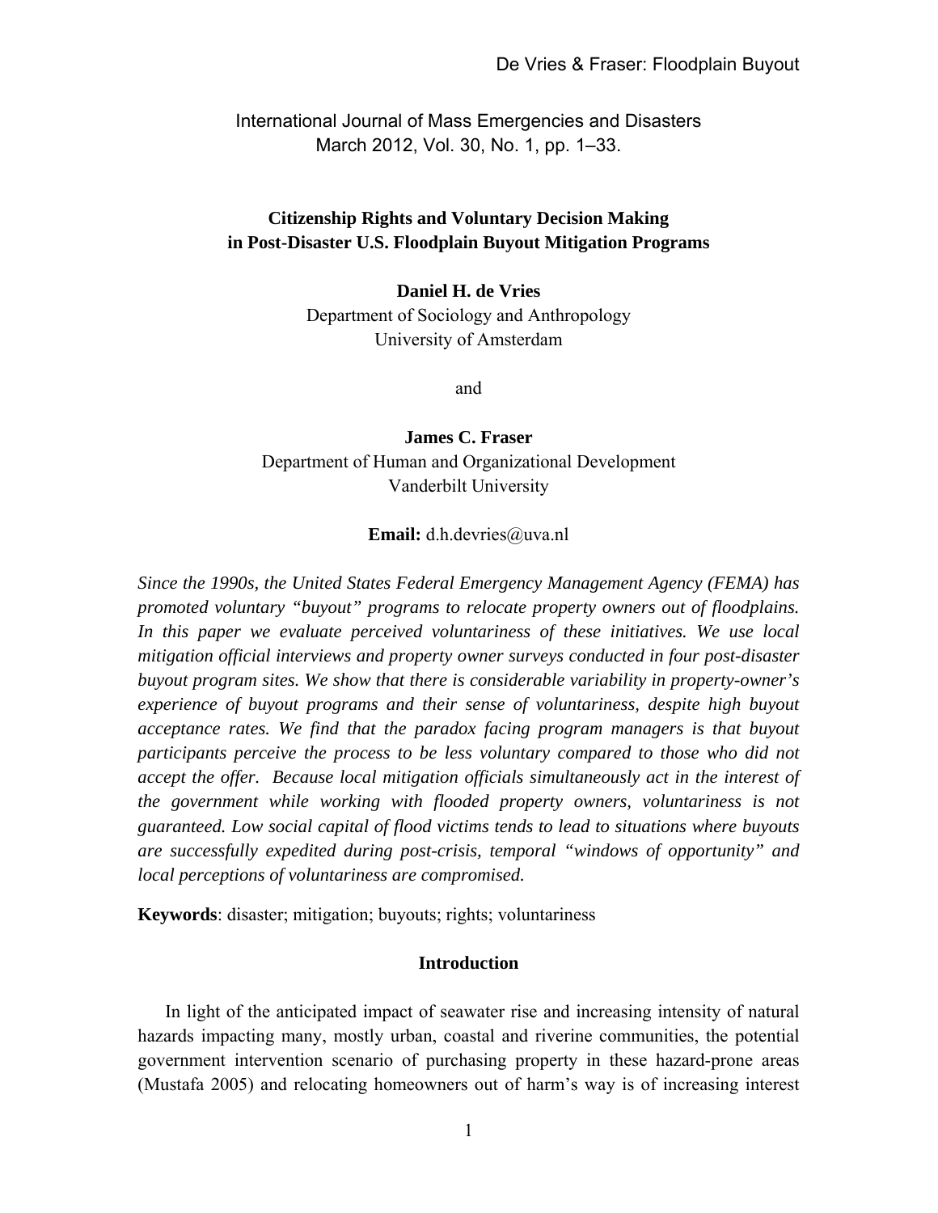International Journal of Mass Emergencies and Disasters
March 2012, Vol. 30, No. 1, pp. 1–33.

# Citizenship Rights and Voluntary Decision Making in Post-Disaster U.S. Floodplain Buyout Mitigation Programs

**Daniel H. de Vries**
Department of Sociology and Anthropology
University of Amsterdam

and

**James C. Fraser**
Department of Human and Organizational Development
Vanderbilt University

**Email:** d.h.devries@uva.nl

*Since the 1990s, the United States Federal Emergency Management Agency (FEMA) has promoted voluntary "buyout" programs to relocate property owners out of floodplains. In this paper we evaluate perceived voluntariness of these initiatives. We use local mitigation official interviews and property owner surveys conducted in four post-disaster buyout program sites. We show that there is considerable variability in property-owner's experience of buyout programs and their sense of voluntariness, despite high buyout acceptance rates. We find that the paradox facing program managers is that buyout participants perceive the process to be less voluntary compared to those who did not accept the offer. Because local mitigation officials simultaneously act in the interest of the government while working with flooded property owners, voluntariness is not guaranteed. Low social capital of flood victims tends to lead to situations where buyouts are successfully expedited during post-crisis, temporal "windows of opportunity" and local perceptions of voluntariness are compromised.*

**Keywords**: disaster; mitigation; buyouts; rights; voluntariness

## Introduction

In light of the anticipated impact of seawater rise and increasing intensity of natural hazards impacting many, mostly urban, coastal and riverine communities, the potential government intervention scenario of purchasing property in these hazard-prone areas (Mustafa 2005) and relocating homeowners out of harm's way is of increasing interest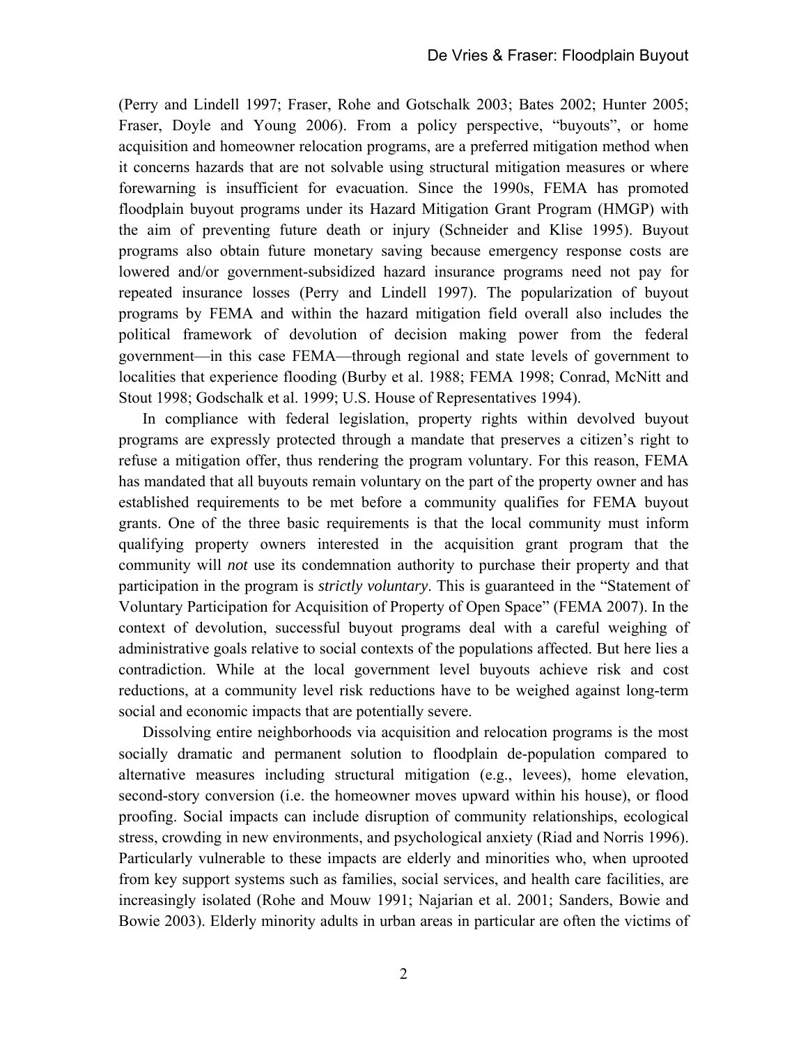(Perry and Lindell 1997; Fraser, Rohe and Gotschalk 2003; Bates 2002; Hunter 2005; Fraser, Doyle and Young 2006). From a policy perspective, "buyouts", or home acquisition and homeowner relocation programs, are a preferred mitigation method when it concerns hazards that are not solvable using structural mitigation measures or where forewarning is insufficient for evacuation. Since the 1990s, FEMA has promoted floodplain buyout programs under its Hazard Mitigation Grant Program (HMGP) with the aim of preventing future death or injury (Schneider and Klise 1995). Buyout programs also obtain future monetary saving because emergency response costs are lowered and/or government-subsidized hazard insurance programs need not pay for repeated insurance losses (Perry and Lindell 1997). The popularization of buyout programs by FEMA and within the hazard mitigation field overall also includes the political framework of devolution of decision making power from the federal government—in this case FEMA—through regional and state levels of government to localities that experience flooding (Burby et al. 1988; FEMA 1998; Conrad, McNitt and Stout 1998; Godschalk et al. 1999; U.S. House of Representatives 1994).

In compliance with federal legislation, property rights within devolved buyout programs are expressly protected through a mandate that preserves a citizen's right to refuse a mitigation offer, thus rendering the program voluntary. For this reason, FEMA has mandated that all buyouts remain voluntary on the part of the property owner and has established requirements to be met before a community qualifies for FEMA buyout grants. One of the three basic requirements is that the local community must inform qualifying property owners interested in the acquisition grant program that the community will *not* use its condemnation authority to purchase their property and that participation in the program is *strictly voluntary*. This is guaranteed in the "Statement of Voluntary Participation for Acquisition of Property of Open Space" (FEMA 2007). In the context of devolution, successful buyout programs deal with a careful weighing of administrative goals relative to social contexts of the populations affected. But here lies a contradiction. While at the local government level buyouts achieve risk and cost reductions, at a community level risk reductions have to be weighed against long-term social and economic impacts that are potentially severe.

Dissolving entire neighborhoods via acquisition and relocation programs is the most socially dramatic and permanent solution to floodplain de-population compared to alternative measures including structural mitigation (e.g., levees), home elevation, second-story conversion (i.e. the homeowner moves upward within his house), or flood proofing. Social impacts can include disruption of community relationships, ecological stress, crowding in new environments, and psychological anxiety (Riad and Norris 1996). Particularly vulnerable to these impacts are elderly and minorities who, when uprooted from key support systems such as families, social services, and health care facilities, are increasingly isolated (Rohe and Mouw 1991; Najarian et al. 2001; Sanders, Bowie and Bowie 2003). Elderly minority adults in urban areas in particular are often the victims of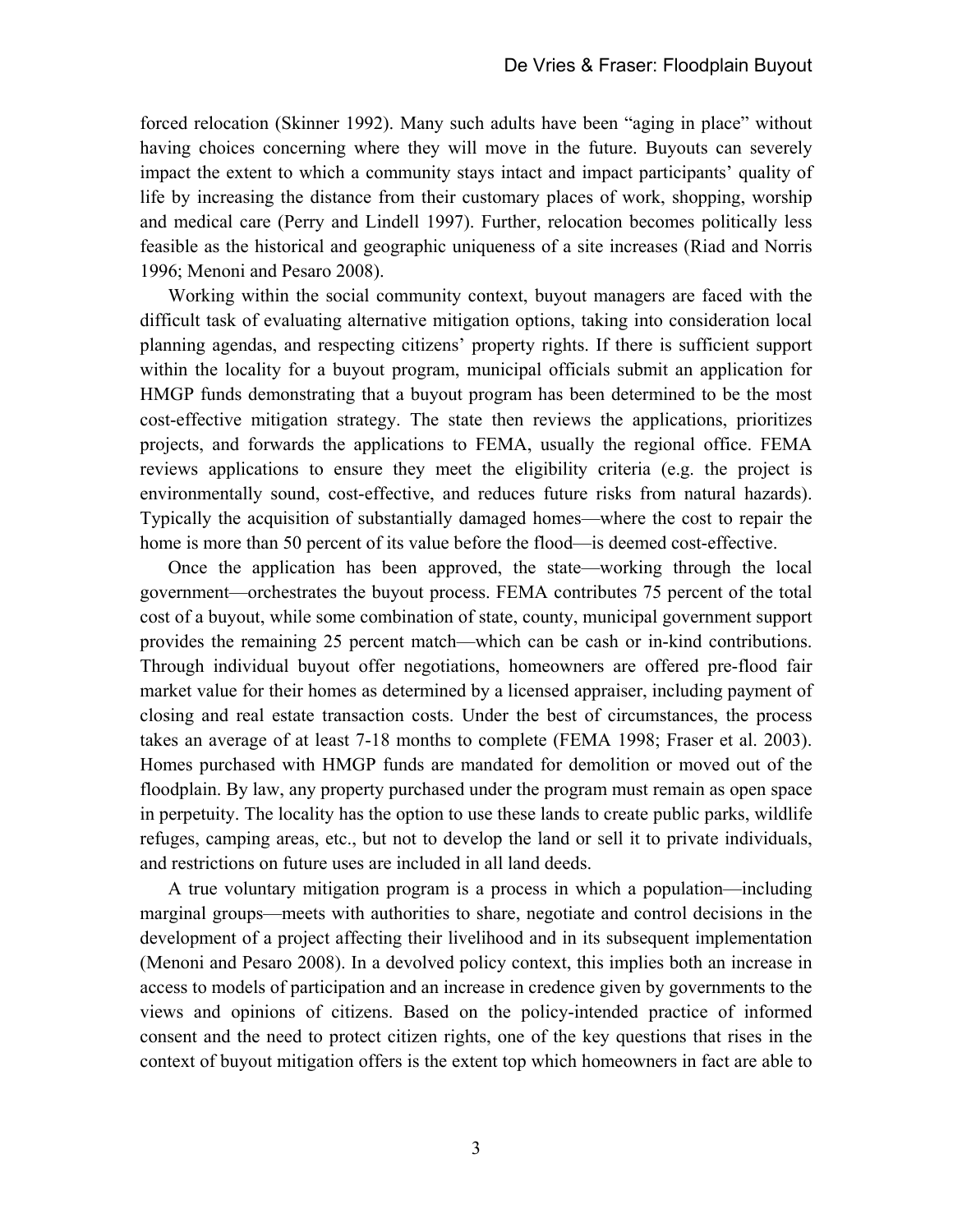forced relocation (Skinner 1992). Many such adults have been "aging in place" without having choices concerning where they will move in the future. Buyouts can severely impact the extent to which a community stays intact and impact participants' quality of life by increasing the distance from their customary places of work, shopping, worship and medical care (Perry and Lindell 1997). Further, relocation becomes politically less feasible as the historical and geographic uniqueness of a site increases (Riad and Norris 1996; Menoni and Pesaro 2008).

Working within the social community context, buyout managers are faced with the difficult task of evaluating alternative mitigation options, taking into consideration local planning agendas, and respecting citizens' property rights. If there is sufficient support within the locality for a buyout program, municipal officials submit an application for HMGP funds demonstrating that a buyout program has been determined to be the most cost-effective mitigation strategy. The state then reviews the applications, prioritizes projects, and forwards the applications to FEMA, usually the regional office. FEMA reviews applications to ensure they meet the eligibility criteria (e.g. the project is environmentally sound, cost-effective, and reduces future risks from natural hazards). Typically the acquisition of substantially damaged homes—where the cost to repair the home is more than 50 percent of its value before the flood—is deemed cost-effective.

Once the application has been approved, the state—working through the local government—orchestrates the buyout process. FEMA contributes 75 percent of the total cost of a buyout, while some combination of state, county, municipal government support provides the remaining 25 percent match—which can be cash or in-kind contributions. Through individual buyout offer negotiations, homeowners are offered pre-flood fair market value for their homes as determined by a licensed appraiser, including payment of closing and real estate transaction costs. Under the best of circumstances, the process takes an average of at least 7-18 months to complete (FEMA 1998; Fraser et al. 2003). Homes purchased with HMGP funds are mandated for demolition or moved out of the floodplain. By law, any property purchased under the program must remain as open space in perpetuity. The locality has the option to use these lands to create public parks, wildlife refuges, camping areas, etc., but not to develop the land or sell it to private individuals, and restrictions on future uses are included in all land deeds.

A true voluntary mitigation program is a process in which a population—including marginal groups—meets with authorities to share, negotiate and control decisions in the development of a project affecting their livelihood and in its subsequent implementation (Menoni and Pesaro 2008). In a devolved policy context, this implies both an increase in access to models of participation and an increase in credence given by governments to the views and opinions of citizens. Based on the policy-intended practice of informed consent and the need to protect citizen rights, one of the key questions that rises in the context of buyout mitigation offers is the extent top which homeowners in fact are able to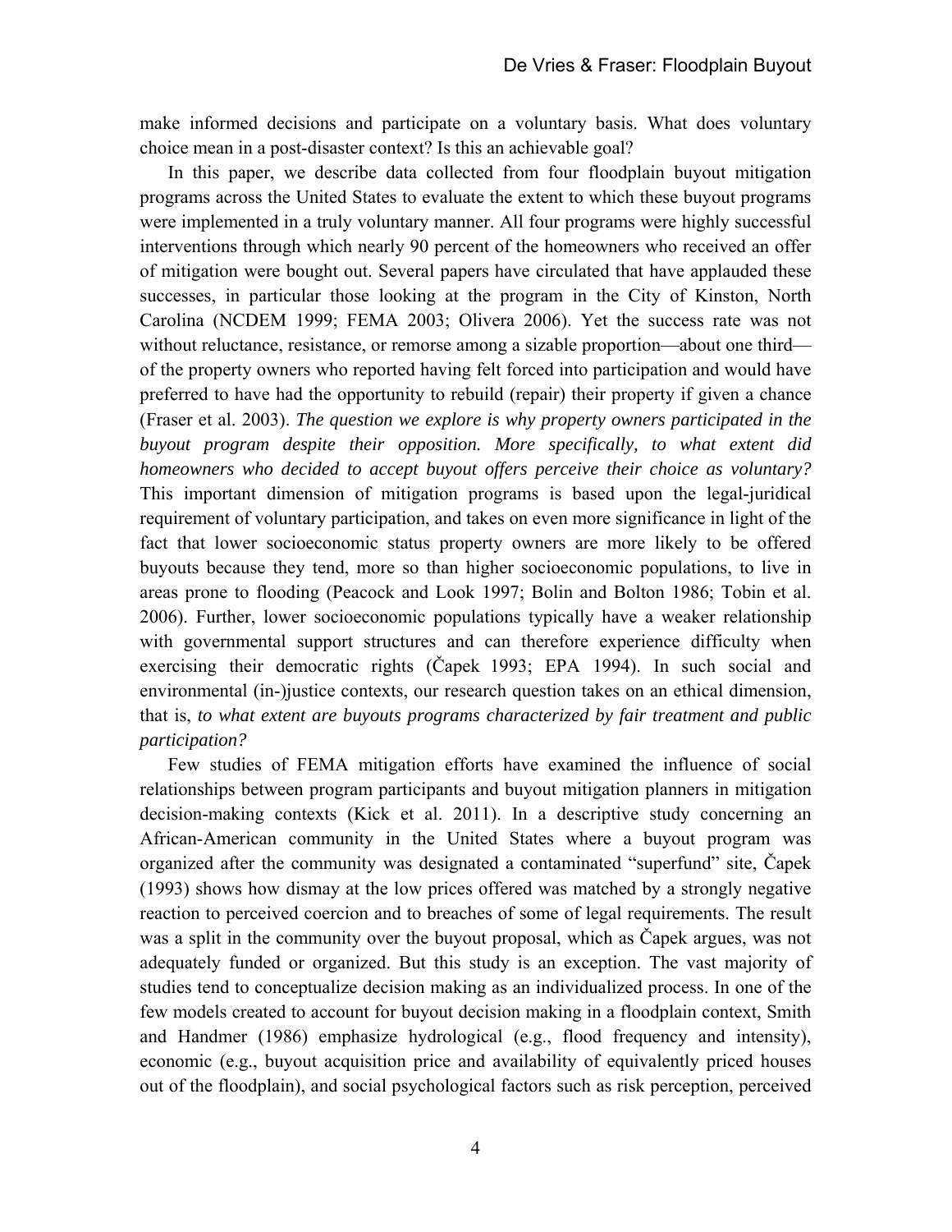make informed decisions and participate on a voluntary basis. What does voluntary choice mean in a post-disaster context? Is this an achievable goal?

In this paper, we describe data collected from four floodplain buyout mitigation programs across the United States to evaluate the extent to which these buyout programs were implemented in a truly voluntary manner. All four programs were highly successful interventions through which nearly 90 percent of the homeowners who received an offer of mitigation were bought out. Several papers have circulated that have applauded these successes, in particular those looking at the program in the City of Kinston, North Carolina (NCDEM 1999; FEMA 2003; Olivera 2006). Yet the success rate was not without reluctance, resistance, or remorse among a sizable proportion—about one third—of the property owners who reported having felt forced into participation and would have preferred to have had the opportunity to rebuild (repair) their property if given a chance (Fraser et al. 2003). *The question we explore is why property owners participated in the buyout program despite their opposition. More specifically, to what extent did homeowners who decided to accept buyout offers perceive their choice as voluntary?* This important dimension of mitigation programs is based upon the legal-juridical requirement of voluntary participation, and takes on even more significance in light of the fact that lower socioeconomic status property owners are more likely to be offered buyouts because they tend, more so than higher socioeconomic populations, to live in areas prone to flooding (Peacock and Look 1997; Bolin and Bolton 1986; Tobin et al. 2006). Further, lower socioeconomic populations typically have a weaker relationship with governmental support structures and can therefore experience difficulty when exercising their democratic rights (Čapek 1993; EPA 1994). In such social and environmental (in-)justice contexts, our research question takes on an ethical dimension, that is, *to what extent are buyouts programs characterized by fair treatment and public participation?*

Few studies of FEMA mitigation efforts have examined the influence of social relationships between program participants and buyout mitigation planners in mitigation decision-making contexts (Kick et al. 2011). In a descriptive study concerning an African-American community in the United States where a buyout program was organized after the community was designated a contaminated "superfund" site, Čapek (1993) shows how dismay at the low prices offered was matched by a strongly negative reaction to perceived coercion and to breaches of some of legal requirements. The result was a split in the community over the buyout proposal, which as Čapek argues, was not adequately funded or organized. But this study is an exception. The vast majority of studies tend to conceptualize decision making as an individualized process. In one of the few models created to account for buyout decision making in a floodplain context, Smith and Handmer (1986) emphasize hydrological (e.g., flood frequency and intensity), economic (e.g., buyout acquisition price and availability of equivalently priced houses out of the floodplain), and social psychological factors such as risk perception, perceived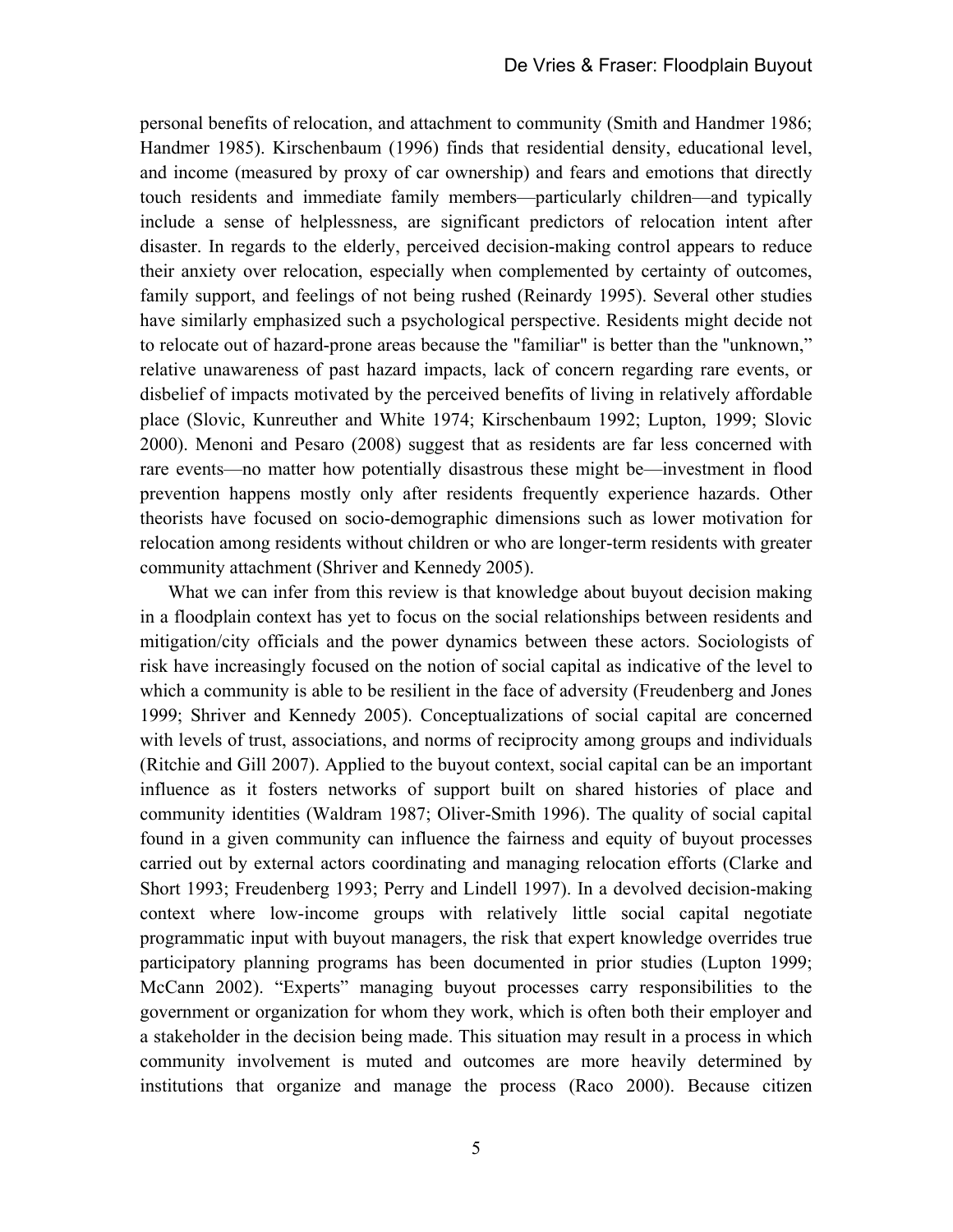personal benefits of relocation, and attachment to community (Smith and Handmer 1986; Handmer 1985). Kirschenbaum (1996) finds that residential density, educational level, and income (measured by proxy of car ownership) and fears and emotions that directly touch residents and immediate family members—particularly children—and typically include a sense of helplessness, are significant predictors of relocation intent after disaster. In regards to the elderly, perceived decision-making control appears to reduce their anxiety over relocation, especially when complemented by certainty of outcomes, family support, and feelings of not being rushed (Reinardy 1995). Several other studies have similarly emphasized such a psychological perspective. Residents might decide not to relocate out of hazard-prone areas because the "familiar" is better than the "unknown," relative unawareness of past hazard impacts, lack of concern regarding rare events, or disbelief of impacts motivated by the perceived benefits of living in relatively affordable place (Slovic, Kunreuther and White 1974; Kirschenbaum 1992; Lupton, 1999; Slovic 2000). Menoni and Pesaro (2008) suggest that as residents are far less concerned with rare events—no matter how potentially disastrous these might be—investment in flood prevention happens mostly only after residents frequently experience hazards. Other theorists have focused on socio-demographic dimensions such as lower motivation for relocation among residents without children or who are longer-term residents with greater community attachment (Shriver and Kennedy 2005).

What we can infer from this review is that knowledge about buyout decision making in a floodplain context has yet to focus on the social relationships between residents and mitigation/city officials and the power dynamics between these actors. Sociologists of risk have increasingly focused on the notion of social capital as indicative of the level to which a community is able to be resilient in the face of adversity (Freudenberg and Jones 1999; Shriver and Kennedy 2005). Conceptualizations of social capital are concerned with levels of trust, associations, and norms of reciprocity among groups and individuals (Ritchie and Gill 2007). Applied to the buyout context, social capital can be an important influence as it fosters networks of support built on shared histories of place and community identities (Waldram 1987; Oliver-Smith 1996). The quality of social capital found in a given community can influence the fairness and equity of buyout processes carried out by external actors coordinating and managing relocation efforts (Clarke and Short 1993; Freudenberg 1993; Perry and Lindell 1997). In a devolved decision-making context where low-income groups with relatively little social capital negotiate programmatic input with buyout managers, the risk that expert knowledge overrides true participatory planning programs has been documented in prior studies (Lupton 1999; McCann 2002). "Experts" managing buyout processes carry responsibilities to the government or organization for whom they work, which is often both their employer and a stakeholder in the decision being made. This situation may result in a process in which community involvement is muted and outcomes are more heavily determined by institutions that organize and manage the process (Raco 2000). Because citizen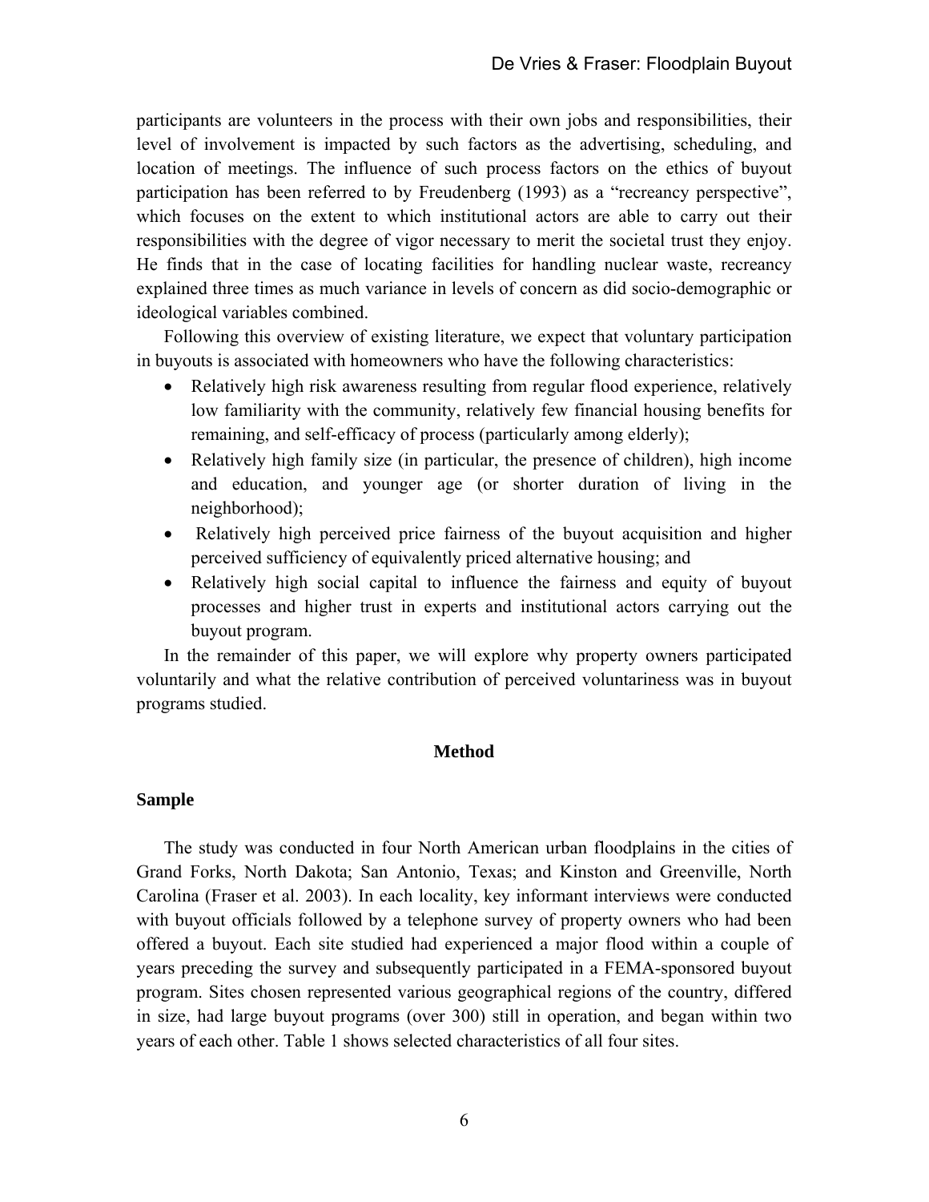participants are volunteers in the process with their own jobs and responsibilities, their level of involvement is impacted by such factors as the advertising, scheduling, and location of meetings. The influence of such process factors on the ethics of buyout participation has been referred to by Freudenberg (1993) as a "recreancy perspective", which focuses on the extent to which institutional actors are able to carry out their responsibilities with the degree of vigor necessary to merit the societal trust they enjoy. He finds that in the case of locating facilities for handling nuclear waste, recreancy explained three times as much variance in levels of concern as did socio-demographic or ideological variables combined.

Following this overview of existing literature, we expect that voluntary participation in buyouts is associated with homeowners who have the following characteristics:

- Relatively high risk awareness resulting from regular flood experience, relatively low familiarity with the community, relatively few financial housing benefits for remaining, and self-efficacy of process (particularly among elderly);
- Relatively high family size (in particular, the presence of children), high income and education, and younger age (or shorter duration of living in the neighborhood);
- Relatively high perceived price fairness of the buyout acquisition and higher perceived sufficiency of equivalently priced alternative housing; and
- Relatively high social capital to influence the fairness and equity of buyout processes and higher trust in experts and institutional actors carrying out the buyout program.

In the remainder of this paper, we will explore why property owners participated voluntarily and what the relative contribution of perceived voluntariness was in buyout programs studied.

## Method

### Sample

The study was conducted in four North American urban floodplains in the cities of Grand Forks, North Dakota; San Antonio, Texas; and Kinston and Greenville, North Carolina (Fraser et al. 2003). In each locality, key informant interviews were conducted with buyout officials followed by a telephone survey of property owners who had been offered a buyout. Each site studied had experienced a major flood within a couple of years preceding the survey and subsequently participated in a FEMA-sponsored buyout program. Sites chosen represented various geographical regions of the country, differed in size, had large buyout programs (over 300) still in operation, and began within two years of each other. Table 1 shows selected characteristics of all four sites.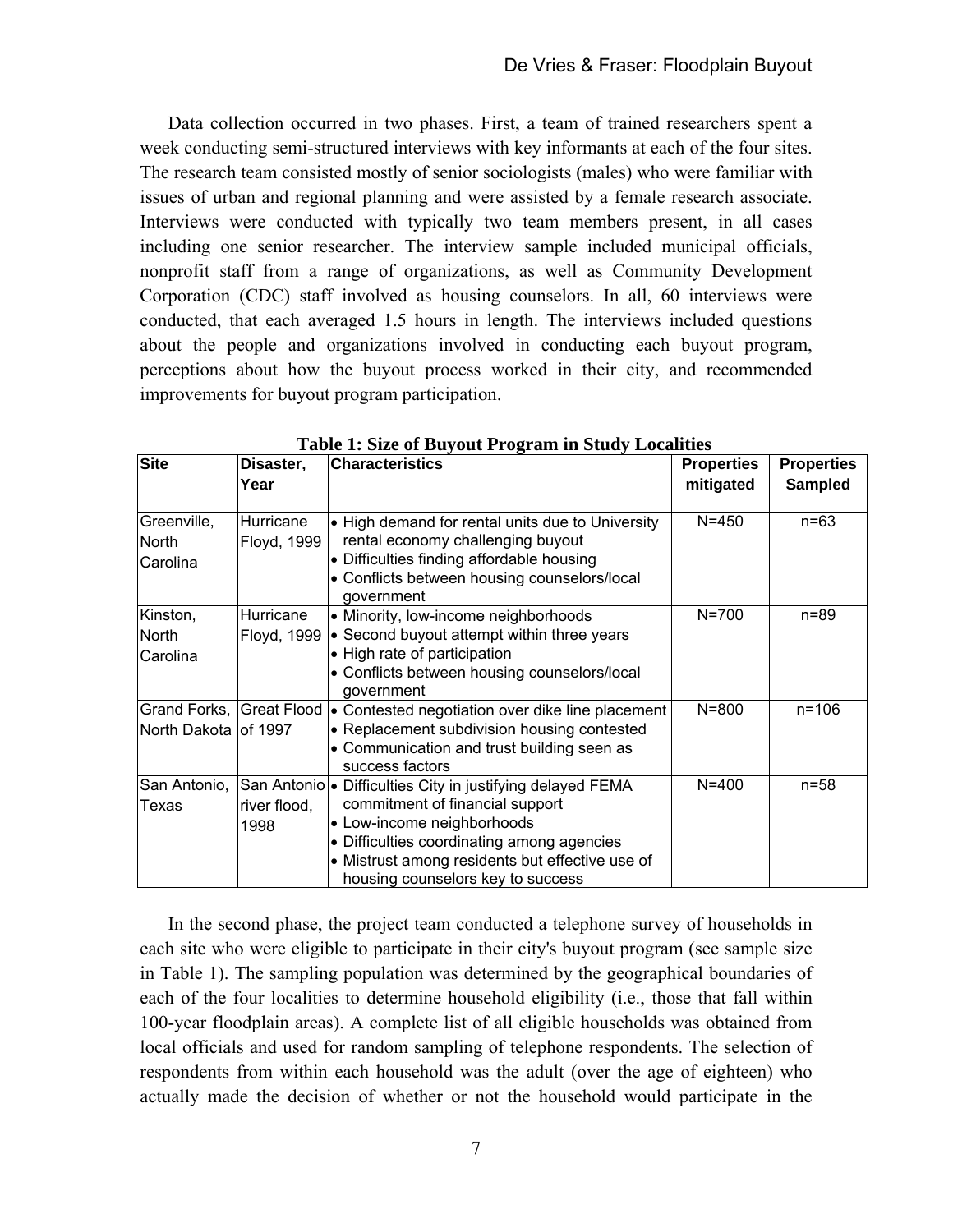Data collection occurred in two phases. First, a team of trained researchers spent a week conducting semi-structured interviews with key informants at each of the four sites. The research team consisted mostly of senior sociologists (males) who were familiar with issues of urban and regional planning and were assisted by a female research associate. Interviews were conducted with typically two team members present, in all cases including one senior researcher. The interview sample included municipal officials, nonprofit staff from a range of organizations, as well as Community Development Corporation (CDC) staff involved as housing counselors. In all, 60 interviews were conducted, that each averaged 1.5 hours in length. The interviews included questions about the people and organizations involved in conducting each buyout program, perceptions about how the buyout process worked in their city, and recommended improvements for buyout program participation.

**Table 1: Size of Buyout Program in Study Localities**

| Site | Disaster, Year | Characteristics | Properties mitigated | Properties Sampled |
|---|---|---|---|---|
| Greenville, North Carolina | Hurricane Floyd, 1999 | • High demand for rental units due to University rental economy challenging buyout<br>• Difficulties finding affordable housing<br>• Conflicts between housing counselors/local government | N=450 | n=63 |
| Kinston, North Carolina | Hurricane Floyd, 1999 | • Minority, low-income neighborhoods<br>• Second buyout attempt within three years<br>• High rate of participation<br>• Conflicts between housing counselors/local government | N=700 | n=89 |
| Grand Forks, North Dakota | Great Flood of 1997 | • Contested negotiation over dike line placement<br>• Replacement subdivision housing contested<br>• Communication and trust building seen as success factors | N=800 | n=106 |
| San Antonio, Texas | San Antonio river flood, 1998 | • Difficulties City in justifying delayed FEMA commitment of financial support<br>• Low-income neighborhoods<br>• Difficulties coordinating among agencies<br>• Mistrust among residents but effective use of housing counselors key to success | N=400 | n=58 |

In the second phase, the project team conducted a telephone survey of households in each site who were eligible to participate in their city's buyout program (see sample size in Table 1). The sampling population was determined by the geographical boundaries of each of the four localities to determine household eligibility (i.e., those that fall within 100-year floodplain areas). A complete list of all eligible households was obtained from local officials and used for random sampling of telephone respondents. The selection of respondents from within each household was the adult (over the age of eighteen) who actually made the decision of whether or not the household would participate in the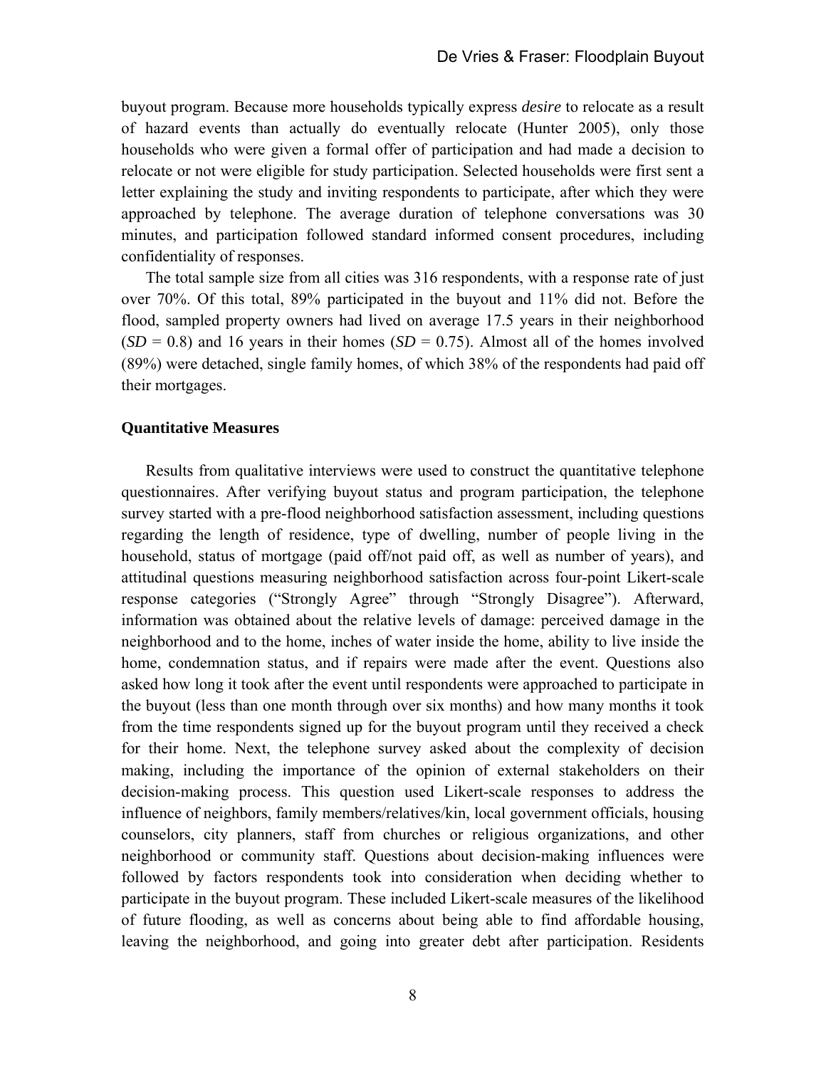buyout program. Because more households typically express *desire* to relocate as a result of hazard events than actually do eventually relocate (Hunter 2005), only those households who were given a formal offer of participation and had made a decision to relocate or not were eligible for study participation. Selected households were first sent a letter explaining the study and inviting respondents to participate, after which they were approached by telephone. The average duration of telephone conversations was 30 minutes, and participation followed standard informed consent procedures, including confidentiality of responses.

The total sample size from all cities was 316 respondents, with a response rate of just over 70%. Of this total, 89% participated in the buyout and 11% did not. Before the flood, sampled property owners had lived on average 17.5 years in their neighborhood (*SD* = 0.8) and 16 years in their homes (*SD* = 0.75). Almost all of the homes involved (89%) were detached, single family homes, of which 38% of the respondents had paid off their mortgages.

### Quantitative Measures

Results from qualitative interviews were used to construct the quantitative telephone questionnaires. After verifying buyout status and program participation, the telephone survey started with a pre-flood neighborhood satisfaction assessment, including questions regarding the length of residence, type of dwelling, number of people living in the household, status of mortgage (paid off/not paid off, as well as number of years), and attitudinal questions measuring neighborhood satisfaction across four-point Likert-scale response categories ("Strongly Agree" through "Strongly Disagree"). Afterward, information was obtained about the relative levels of damage: perceived damage in the neighborhood and to the home, inches of water inside the home, ability to live inside the home, condemnation status, and if repairs were made after the event. Questions also asked how long it took after the event until respondents were approached to participate in the buyout (less than one month through over six months) and how many months it took from the time respondents signed up for the buyout program until they received a check for their home. Next, the telephone survey asked about the complexity of decision making, including the importance of the opinion of external stakeholders on their decision-making process. This question used Likert-scale responses to address the influence of neighbors, family members/relatives/kin, local government officials, housing counselors, city planners, staff from churches or religious organizations, and other neighborhood or community staff. Questions about decision-making influences were followed by factors respondents took into consideration when deciding whether to participate in the buyout program. These included Likert-scale measures of the likelihood of future flooding, as well as concerns about being able to find affordable housing, leaving the neighborhood, and going into greater debt after participation. Residents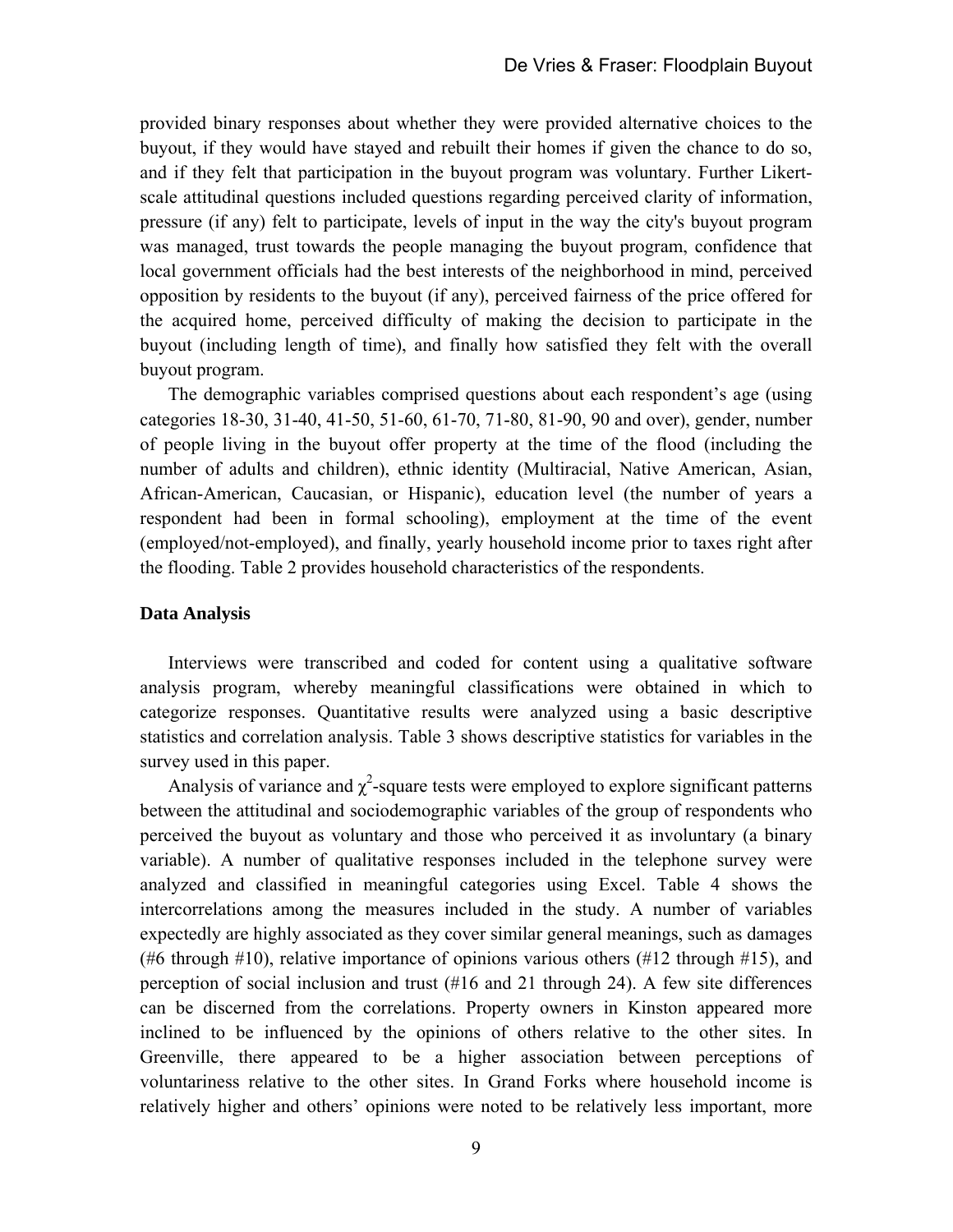provided binary responses about whether they were provided alternative choices to the buyout, if they would have stayed and rebuilt their homes if given the chance to do so, and if they felt that participation in the buyout program was voluntary. Further Likert-scale attitudinal questions included questions regarding perceived clarity of information, pressure (if any) felt to participate, levels of input in the way the city's buyout program was managed, trust towards the people managing the buyout program, confidence that local government officials had the best interests of the neighborhood in mind, perceived opposition by residents to the buyout (if any), perceived fairness of the price offered for the acquired home, perceived difficulty of making the decision to participate in the buyout (including length of time), and finally how satisfied they felt with the overall buyout program.

The demographic variables comprised questions about each respondent's age (using categories 18-30, 31-40, 41-50, 51-60, 61-70, 71-80, 81-90, 90 and over), gender, number of people living in the buyout offer property at the time of the flood (including the number of adults and children), ethnic identity (Multiracial, Native American, Asian, African-American, Caucasian, or Hispanic), education level (the number of years a respondent had been in formal schooling), employment at the time of the event (employed/not-employed), and finally, yearly household income prior to taxes right after the flooding. Table 2 provides household characteristics of the respondents.

### Data Analysis

Interviews were transcribed and coded for content using a qualitative software analysis program, whereby meaningful classifications were obtained in which to categorize responses. Quantitative results were analyzed using a basic descriptive statistics and correlation analysis. Table 3 shows descriptive statistics for variables in the survey used in this paper.

Analysis of variance and $\chi^2$-square tests were employed to explore significant patterns between the attitudinal and sociodemographic variables of the group of respondents who perceived the buyout as voluntary and those who perceived it as involuntary (a binary variable). A number of qualitative responses included in the telephone survey were analyzed and classified in meaningful categories using Excel. Table 4 shows the intercorrelations among the measures included in the study. A number of variables expectedly are highly associated as they cover similar general meanings, such as damages (#6 through #10), relative importance of opinions various others (#12 through #15), and perception of social inclusion and trust (#16 and 21 through 24). A few site differences can be discerned from the correlations. Property owners in Kinston appeared more inclined to be influenced by the opinions of others relative to the other sites. In Greenville, there appeared to be a higher association between perceptions of voluntariness relative to the other sites. In Grand Forks where household income is relatively higher and others' opinions were noted to be relatively less important, more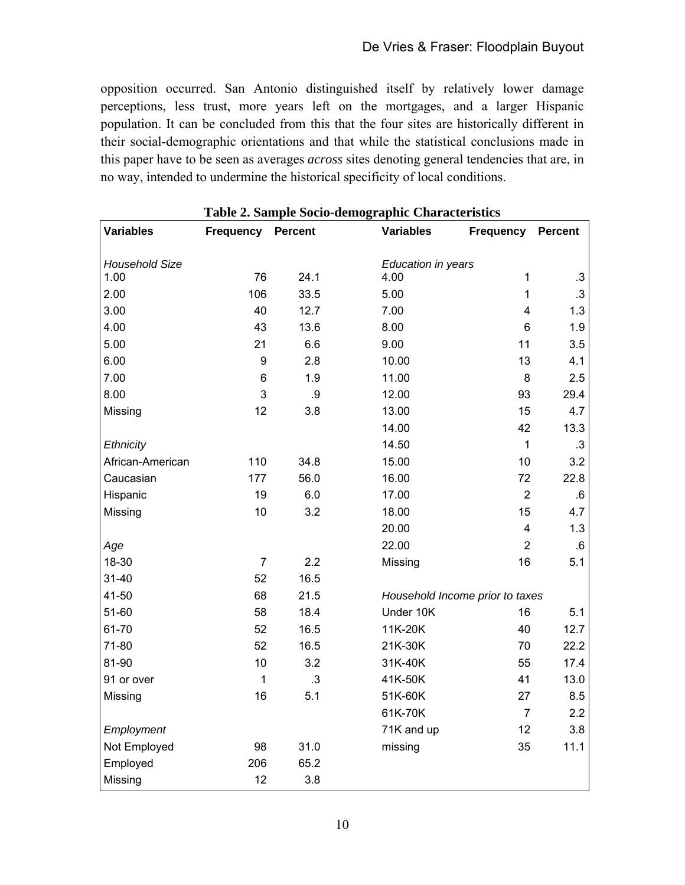opposition occurred. San Antonio distinguished itself by relatively lower damage perceptions, less trust, more years left on the mortgages, and a larger Hispanic population. It can be concluded from this that the four sites are historically different in their social-demographic orientations and that while the statistical conclusions made in this paper have to be seen as averages *across* sites denoting general tendencies that are, in no way, intended to undermine the historical specificity of local conditions.

**Table 2. Sample Socio-demographic Characteristics**

| Variables | Frequency | Percent | Variables | Frequency | Percent |
|---|---|---|---|---|---|
| *Household Size* | | | *Education in years* | | |
| 1.00 | 76 | 24.1 | 4.00 | 1 | .3 |
| 2.00 | 106 | 33.5 | 5.00 | 1 | .3 |
| 3.00 | 40 | 12.7 | 7.00 | 4 | 1.3 |
| 4.00 | 43 | 13.6 | 8.00 | 6 | 1.9 |
| 5.00 | 21 | 6.6 | 9.00 | 11 | 3.5 |
| 6.00 | 9 | 2.8 | 10.00 | 13 | 4.1 |
| 7.00 | 6 | 1.9 | 11.00 | 8 | 2.5 |
| 8.00 | 3 | .9 | 12.00 | 93 | 29.4 |
| Missing | 12 | 3.8 | 13.00 | 15 | 4.7 |
| | | | 14.00 | 42 | 13.3 |
| *Ethnicity* | | | 14.50 | 1 | .3 |
| African-American | 110 | 34.8 | 15.00 | 10 | 3.2 |
| Caucasian | 177 | 56.0 | 16.00 | 72 | 22.8 |
| Hispanic | 19 | 6.0 | 17.00 | 2 | .6 |
| Missing | 10 | 3.2 | 18.00 | 15 | 4.7 |
| | | | 20.00 | 4 | 1.3 |
| *Age* | | | 22.00 | 2 | .6 |
| 18-30 | 7 | 2.2 | Missing | 16 | 5.1 |
| 31-40 | 52 | 16.5 | | | |
| 41-50 | 68 | 21.5 | *Household Income prior to taxes* | | |
| 51-60 | 58 | 18.4 | Under 10K | 16 | 5.1 |
| 61-70 | 52 | 16.5 | 11K-20K | 40 | 12.7 |
| 71-80 | 52 | 16.5 | 21K-30K | 70 | 22.2 |
| 81-90 | 10 | 3.2 | 31K-40K | 55 | 17.4 |
| 91 or over | 1 | .3 | 41K-50K | 41 | 13.0 |
| Missing | 16 | 5.1 | 51K-60K | 27 | 8.5 |
| | | | 61K-70K | 7 | 2.2 |
| *Employment* | | | 71K and up | 12 | 3.8 |
| Not Employed | 98 | 31.0 | missing | 35 | 11.1 |
| Employed | 206 | 65.2 | | | |
| Missing | 12 | 3.8 | | | |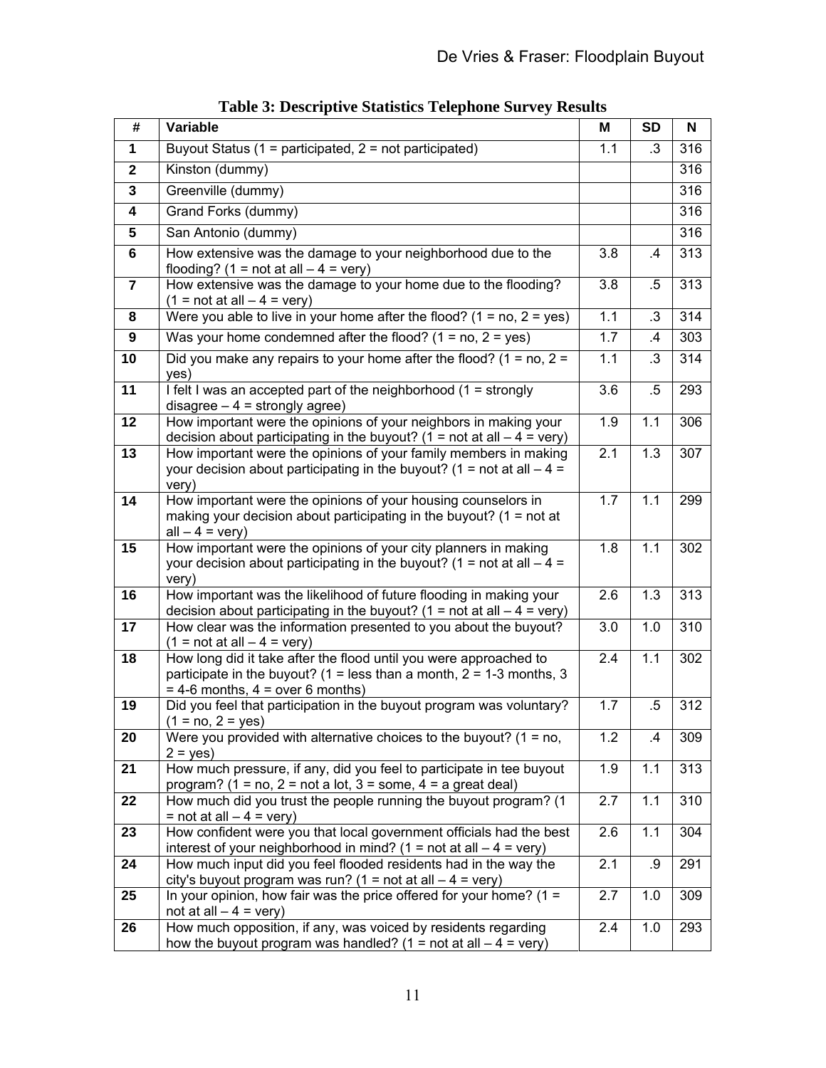**Table 3: Descriptive Statistics Telephone Survey Results**

| # | Variable | M | SD | N |
|---|---|---|---|---|
| 1 | Buyout Status (1 = participated, 2 = not participated) | 1.1 | .3 | 316 |
| 2 | Kinston (dummy) | | | 316 |
| 3 | Greenville (dummy) | | | 316 |
| 4 | Grand Forks (dummy) | | | 316 |
| 5 | San Antonio (dummy) | | | 316 |
| 6 | How extensive was the damage to your neighborhood due to the flooding? (1 = not at all – 4 = very) | 3.8 | .4 | 313 |
| 7 | How extensive was the damage to your home due to the flooding? (1 = not at all – 4 = very) | 3.8 | .5 | 313 |
| 8 | Were you able to live in your home after the flood? (1 = no, 2 = yes) | 1.1 | .3 | 314 |
| 9 | Was your home condemned after the flood? (1 = no, 2 = yes) | 1.7 | .4 | 303 |
| 10 | Did you make any repairs to your home after the flood? (1 = no, 2 = yes) | 1.1 | .3 | 314 |
| 11 | I felt I was an accepted part of the neighborhood (1 = strongly disagree – 4 = strongly agree) | 3.6 | .5 | 293 |
| 12 | How important were the opinions of your neighbors in making your decision about participating in the buyout? (1 = not at all – 4 = very) | 1.9 | 1.1 | 306 |
| 13 | How important were the opinions of your family members in making your decision about participating in the buyout? (1 = not at all – 4 = very) | 2.1 | 1.3 | 307 |
| 14 | How important were the opinions of your housing counselors in making your decision about participating in the buyout? (1 = not at all – 4 = very) | 1.7 | 1.1 | 299 |
| 15 | How important were the opinions of your city planners in making your decision about participating in the buyout? (1 = not at all – 4 = very) | 1.8 | 1.1 | 302 |
| 16 | How important was the likelihood of future flooding in making your decision about participating in the buyout? (1 = not at all – 4 = very) | 2.6 | 1.3 | 313 |
| 17 | How clear was the information presented to you about the buyout? (1 = not at all – 4 = very) | 3.0 | 1.0 | 310 |
| 18 | How long did it take after the flood until you were approached to participate in the buyout? (1 = less than a month, 2 = 1-3 months, 3 = 4-6 months, 4 = over 6 months) | 2.4 | 1.1 | 302 |
| 19 | Did you feel that participation in the buyout program was voluntary? (1 = no, 2 = yes) | 1.7 | .5 | 312 |
| 20 | Were you provided with alternative choices to the buyout? (1 = no, 2 = yes) | 1.2 | .4 | 309 |
| 21 | How much pressure, if any, did you feel to participate in tee buyout program? (1 = no, 2 = not a lot, 3 = some, 4 = a great deal) | 1.9 | 1.1 | 313 |
| 22 | How much did you trust the people running the buyout program? (1 = not at all – 4 = very) | 2.7 | 1.1 | 310 |
| 23 | How confident were you that local government officials had the best interest of your neighborhood in mind? (1 = not at all – 4 = very) | 2.6 | 1.1 | 304 |
| 24 | How much input did you feel flooded residents had in the way the city's buyout program was run? (1 = not at all – 4 = very) | 2.1 | .9 | 291 |
| 25 | In your opinion, how fair was the price offered for your home? (1 = not at all – 4 = very) | 2.7 | 1.0 | 309 |
| 26 | How much opposition, if any, was voiced by residents regarding how the buyout program was handled? (1 = not at all – 4 = very) | 2.4 | 1.0 | 293 |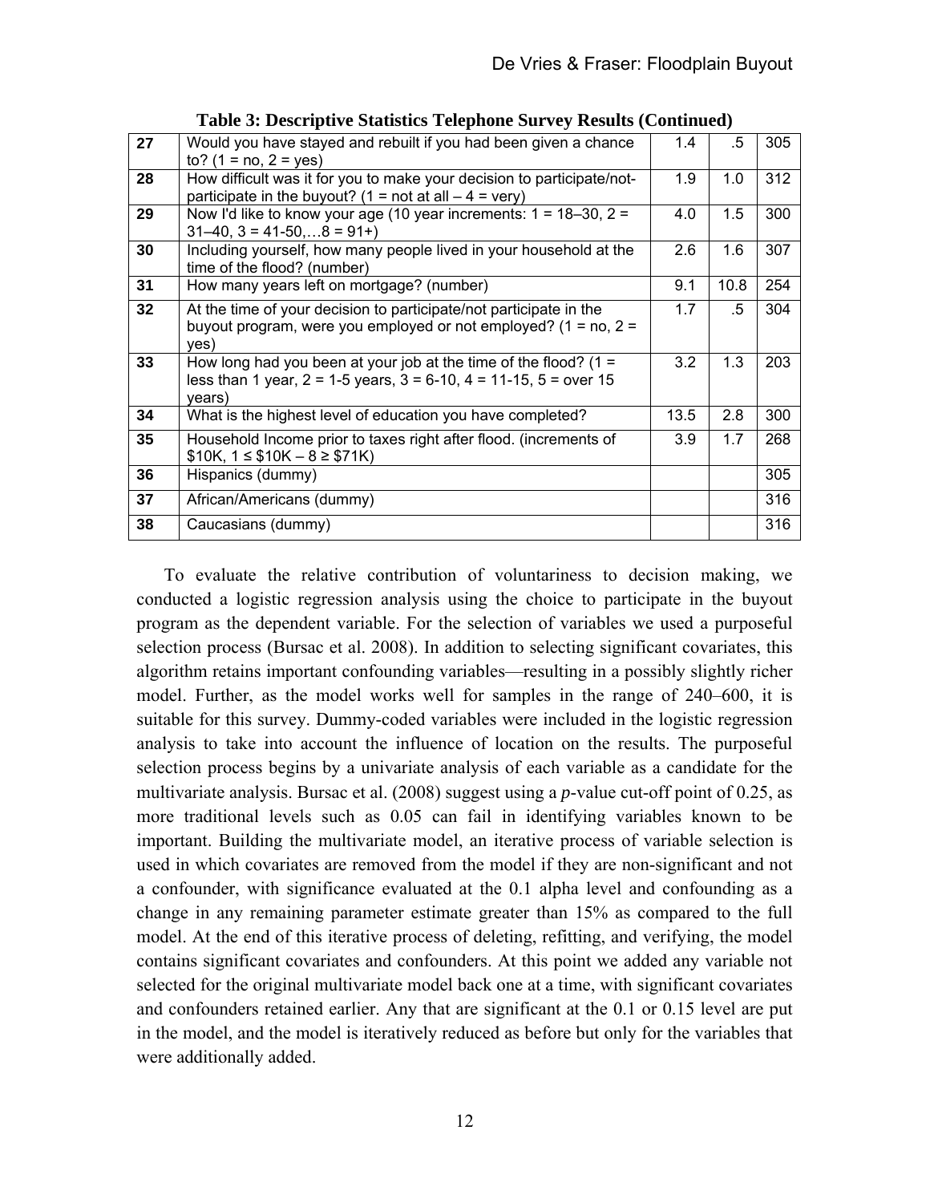**Table 3: Descriptive Statistics Telephone Survey Results (Continued)**

| | | | | |
|---|---|---|---|---|
| **27** | Would you have stayed and rebuilt if you had been given a chance to? (1 = no, 2 = yes) | 1.4 | .5 | 305 |
| **28** | How difficult was it for you to make your decision to participate/not-participate in the buyout? (1 = not at all – 4 = very) | 1.9 | 1.0 | 312 |
| **29** | Now I'd like to know your age (10 year increments: 1 = 18–30, 2 = 31–40, 3 = 41-50,…8 = 91+) | 4.0 | 1.5 | 300 |
| **30** | Including yourself, how many people lived in your household at the time of the flood? (number) | 2.6 | 1.6 | 307 |
| **31** | How many years left on mortgage? (number) | 9.1 | 10.8 | 254 |
| **32** | At the time of your decision to participate/not participate in the buyout program, were you employed or not employed? (1 = no, 2 = yes) | 1.7 | .5 | 304 |
| **33** | How long had you been at your job at the time of the flood? (1 = less than 1 year, 2 = 1-5 years, 3 = 6-10, 4 = 11-15, 5 = over 15 years) | 3.2 | 1.3 | 203 |
| **34** | What is the highest level of education you have completed? | 13.5 | 2.8 | 300 |
| **35** | Household Income prior to taxes right after flood. (increments of \$10K, 1 ≤ \$10K – 8 ≥ \$71K) | 3.9 | 1.7 | 268 |
| **36** | Hispanics (dummy) | | | 305 |
| **37** | African/Americans (dummy) | | | 316 |
| **38** | Caucasians (dummy) | | | 316 |

To evaluate the relative contribution of voluntariness to decision making, we conducted a logistic regression analysis using the choice to participate in the buyout program as the dependent variable. For the selection of variables we used a purposeful selection process (Bursac et al. 2008). In addition to selecting significant covariates, this algorithm retains important confounding variables—resulting in a possibly slightly richer model. Further, as the model works well for samples in the range of 240–600, it is suitable for this survey. Dummy-coded variables were included in the logistic regression analysis to take into account the influence of location on the results. The purposeful selection process begins by a univariate analysis of each variable as a candidate for the multivariate analysis. Bursac et al. (2008) suggest using a *p*-value cut-off point of 0.25, as more traditional levels such as 0.05 can fail in identifying variables known to be important. Building the multivariate model, an iterative process of variable selection is used in which covariates are removed from the model if they are non-significant and not a confounder, with significance evaluated at the 0.1 alpha level and confounding as a change in any remaining parameter estimate greater than 15% as compared to the full model. At the end of this iterative process of deleting, refitting, and verifying, the model contains significant covariates and confounders. At this point we added any variable not selected for the original multivariate model back one at a time, with significant covariates and confounders retained earlier. Any that are significant at the 0.1 or 0.15 level are put in the model, and the model is iteratively reduced as before but only for the variables that were additionally added.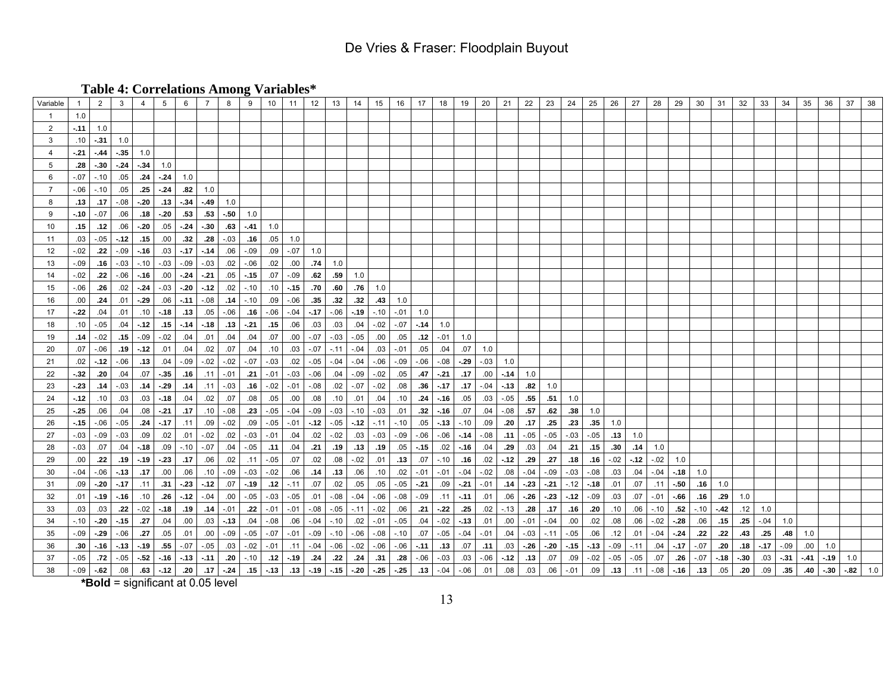### Table 4: Correlations Among Variables*

| Variable | 1 | 2 | 3 | 4 | 5 | 6 | 7 | 8 | 9 | 10 | 11 | 12 | 13 | 14 | 15 | 16 | 17 | 18 | 19 | 20 | 21 | 22 | 23 | 24 | 25 | 26 | 27 | 28 | 29 | 30 | 31 | 32 | 33 | 34 | 35 | 36 | 37 | 38 |
|---|---|---|---|---|---|---|---|---|---|---|---|---|---|---|---|---|---|---|---|---|---|---|---|---|---|---|---|---|---|---|---|---|---|---|---|---|---|---|
| 1 | 1.0 | | | | | | | | | | | | | | | | | | | | | | | | | | | | | | | | | | | | | |
| 2 | **-.11** | 1.0 | | | | | | | | | | | | | | | | | | | | | | | | | | | | | | | | | | | | |
| 3 | .10 | **-.31** | 1.0 | | | | | | | | | | | | | | | | | | | | | | | | | | | | | | | | | | | |
| 4 | **-.21** | **-.44** | **-.35** | 1.0 | | | | | | | | | | | | | | | | | | | | | | | | | | | | | | | | | | |
| 5 | **.28** | **-.30** | **-.24** | **-.34** | 1.0 | | | | | | | | | | | | | | | | | | | | | | | | | | | | | | | | | |
| 6 | -.07 | -.10 | .05 | **.24** | **-.24** | 1.0 | | | | | | | | | | | | | | | | | | | | | | | | | | | | | | | | |
| 7 | -.06 | -.10 | .05 | **.25** | **-.24** | **.82** | 1.0 | | | | | | | | | | | | | | | | | | | | | | | | | | | | | | | |
| 8 | **.13** | **.17** | -.08 | **-.20** | **.13** | **-.34** | **-.49** | 1.0 | | | | | | | | | | | | | | | | | | | | | | | | | | | | | | |
| 9 | **-.10** | -.07 | .06 | **.18** | **-.20** | **.53** | **.53** | **-.50** | 1.0 | | | | | | | | | | | | | | | | | | | | | | | | | | | | | |
| 10 | **.15** | **.12** | .06 | **-.20** | .05 | **-.24** | **-.30** | **.63** | **-.41** | 1.0 | | | | | | | | | | | | | | | | | | | | | | | | | | | | |
| 11 | .03 | -.05 | **-.12** | **.15** | .00 | **.32** | **.28** | -.03 | **.16** | .05 | 1.0 | | | | | | | | | | | | | | | | | | | | | | | | | | | |
| 12 | -.02 | **.22** | -.09 | **-.16** | .03 | **-.17** | **-.14** | .06 | -.09 | .09 | -.07 | 1.0 | | | | | | | | | | | | | | | | | | | | | | | | | | |
| 13 | -.09 | **.16** | -.03 | -.10 | -.03 | -.09 | -.03 | .02 | -.06 | .02 | .00 | **.74** | 1.0 | | | | | | | | | | | | | | | | | | | | | | | | | |
| 14 | -.02 | **.22** | -.06 | **-.16** | .00 | **-.24** | **-.21** | .05 | **-.15** | .07 | -.09 | **.62** | **.59** | 1.0 | | | | | | | | | | | | | | | | | | | | | | | | |
| 15 | -.06 | **.26** | .02 | **-.24** | -.03 | **-.20** | **-.12** | .02 | -.10 | .10 | **-.15** | **.70** | **.60** | **.76** | 1.0 | | | | | | | | | | | | | | | | | | | | | | | |
| 16 | .00 | **.24** | .01 | **-.29** | .06 | **-.11** | -.08 | **.14** | -.10 | .09 | -.06 | **.35** | **.32** | **.32** | **.43** | 1.0 | | | | | | | | | | | | | | | | | | | | | | |
| 17 | **-.22** | .04 | .01 | .10 | **-.18** | **.13** | .05 | -.06 | **.16** | -.06 | -.04 | **-.17** | -.06 | **-.19** | -.10 | -.01 | 1.0 | | | | | | | | | | | | | | | | | | | | | |
| 18 | .10 | -.05 | .04 | **-.12** | **.15** | **-.14** | **-.18** | **.13** | **-.21** | **.15** | .06 | .03 | .03 | .04 | -.02 | -.07 | **-.14** | 1.0 | | | | | | | | | | | | | | | | | | | | |
| 19 | **.14** | -.02 | **.15** | -.09 | -.02 | .04 | .01 | .04 | .04 | .07 | .00 | -.07 | -.03 | -.05 | .00 | .05 | **.12** | -.01 | 1.0 | | | | | | | | | | | | | | | | | | | |
| 20 | .07 | -.06 | **.19** | **-.12** | .01 | .04 | .02 | .07 | .04 | .10 | .03 | -.07 | -.11 | -.04 | .03 | -.01 | .05 | .04 | .07 | 1.0 | | | | | | | | | | | | | | | | | | |
| 21 | .02 | **-.12** | -.06 | **.13** | .04 | -.09 | -.02 | -.02 | -.07 | -.03 | .02 | -.05 | -.04 | -.04 | -.06 | -.09 | -.06 | -.08 | **-.29** | -.03 | 1.0 | | | | | | | | | | | | | | | | | |
| 22 | **-.32** | **.20** | .04 | .07 | **-.35** | **.16** | .11 | -.01 | **.21** | -.01 | -.03 | -.06 | .04 | -.09 | -.02 | .05 | **.47** | **-.21** | **.17** | .00 | **-.14** | 1.0 | | | | | | | | | | | | | | | | |
| 23 | **-.23** | **.14** | -.03 | **.14** | **-.29** | **.14** | .11 | -.03 | **.16** | -.02 | -.01 | -.08 | .02 | -.07 | -.02 | .08 | **.36** | **-.17** | **.17** | -.04 | **-.13** | **.82** | 1.0 | | | | | | | | | | | | | | | |
| 24 | **-.12** | .10 | .03 | .03 | **-.18** | .04 | .02 | .07 | .08 | .05 | .00 | .08 | .10 | .01 | .04 | .10 | **.24** | **-.16** | .05 | .03 | -.05 | **.55** | **.51** | 1.0 | | | | | | | | | | | | | | |
| 25 | **-.25** | .06 | .04 | .08 | **-.21** | **.17** | .10 | -.08 | **.23** | -.05 | -.04 | -.09 | -.03 | -.10 | -.03 | .01 | **.32** | **-.16** | .07 | .04 | -.08 | **.57** | **.62** | **.38** | 1.0 | | | | | | | | | | | | | |
| 26 | **-.15** | -.06 | -.05 | **.24** | **-.17** | .11 | .09 | -.02 | .09 | -.05 | -.01 | **-.12** | -.05 | **-.12** | -.11 | -.10 | .05 | **-.13** | -.10 | .09 | **.20** | **.17** | **.25** | **.23** | **.35** | 1.0 | | | | | | | | | | | | |
| 27 | -.03 | -.09 | -.03 | .09 | .02 | .01 | -.02 | .02 | -.03 | -.01 | .04 | .02 | -.02 | .03 | -.03 | -.09 | -.06 | -.06 | **-.14** | -.08 | **.11** | -.05 | -.05 | -.03 | -.05 | **.13** | 1.0 | | | | | | | | | | | |
| 28 | -.03 | .07 | .04 | **-.18** | .09 | -.10 | -.07 | .04 | -.05 | **.11** | .04 | **.21** | **.19** | **.13** | **.19** | .05 | **-.15** | .02 | **-.16** | .04 | **.29** | .03 | .04 | **.21** | **.15** | **.30** | **.14** | 1.0 | | | | | | | | | | |
| 29 | .00 | **.22** | **.19** | **-.19** | **-.23** | **.17** | .06 | .02 | .11 | -.05 | .07 | .02 | .08 | -.02 | .01 | **.13** | .07 | -.10 | **.16** | .02 | **-.12** | **.29** | **.27** | **.18** | **.16** | -.02 | **-.12** | -.02 | 1.0 | | | | | | | | | |
| 30 | -.04 | -.06 | **-.13** | **.17** | .00 | .06 | .10 | -.09 | -.03 | -.02 | .06 | **.14** | **.13** | .06 | .10 | .02 | -.01 | -.01 | -.04 | -.02 | .08 | -.04 | -.09 | -.03 | -.08 | .03 | .04 | -.04 | **-.18** | 1.0 | | | | | | | | |
| 31 | .09 | **-.20** | **-.17** | .11 | **.31** | **-.23** | **-.12** | .07 | **-.19** | **.12** | -.11 | .07 | .02 | .05 | .05 | -.05 | **-.21** | .09 | **-.21** | -.01 | **.14** | **-.23** | **-.21** | -.12 | **-.18** | .01 | .07 | .11 | **-.50** | **.16** | 1.0 | | | | | | | |
| 32 | .01 | **-.19** | **-.16** | .10 | **.26** | **-.12** | -.04 | .00 | -.05 | -.03 | -.05 | .01 | -.08 | -.04 | -.06 | -.08 | -.09 | .11 | **-.11** | .01 | .06 | **-.26** | **-.23** | **-.12** | -.09 | .03 | .07 | -.01 | **-.66** | **.16** | **.29** | 1.0 | | | | | | |
| 33 | .03 | .03 | **.22** | -.02 | **-.18** | **.19** | **.14** | -.01 | **.22** | -.01 | -.01 | -.08 | -.05 | -.11 | -.02 | .06 | **.21** | **-.22** | **.25** | .02 | -.13 | **.28** | **.17** | **.16** | **.20** | .10 | .06 | -.10 | **.52** | -.10 | **-.42** | .12 | 1.0 | | | | | |
| 34 | -.10 | **-.20** | **-.15** | **.27** | .04 | .00 | .03 | **-.13** | .04 | -.08 | .06 | -.04 | -.10 | .02 | -.01 | -.05 | .04 | -.02 | **-.13** | .01 | .00 | -.01 | -.04 | .00 | .02 | .08 | .06 | -.02 | **-.28** | .06 | **.15** | **.25** | -.04 | 1.0 | | | | |
| 35 | -.09 | **-.29** | -.06 | **.27** | .05 | .01 | .00 | -.09 | -.05 | -.07 | -.01 | -.09 | -.10 | -.06 | -.08 | -.10 | .07 | -.05 | -.04 | -.01 | .04 | -.03 | -.11 | -.05 | .06 | .12 | .01 | -.04 | **-.24** | **.22** | **.22** | **.43** | **.25** | **.48** | 1.0 | | | |
| 36 | **.30** | **-.16** | **-.13** | **-.19** | **.55** | -.07 | -.05 | .03 | -.02 | -.01 | .11 | -.04 | -.06 | -.02 | -.06 | -.06 | **-.11** | **.13** | .07 | **.11** | .03 | **-.26** | **-.20** | **-.15** | **-.13** | -.09 | -.11 | .04 | **-.17** | -.07 | **.20** | **.18** | **-.17** | -.09 | .00 | 1.0 | | |
| 37 | -.05 | **.72** | -.05 | **-.52** | **-.16** | **-.13** | **-.11** | **.20** | -.10 | **.12** | **-.19** | **.24** | **.22** | **.24** | **.31** | **.28** | -.06 | -.03 | .03 | -.06 | **-.12** | **.13** | .07 | .09 | -.02 | -.05 | -.05 | .07 | **.26** | -.07 | **-.18** | **-.30** | .03 | **-.31** | **-.41** | **-.19** | 1.0 | |
| 38 | -.09 | **-.62** | .08 | **.63** | **-.12** | **.20** | **.17** | **-.24** | **.15** | **-.13** | **.13** | **-.19** | **-.15** | **-.20** | **-.25** | **-.25** | **.13** | -.04 | -.06 | .01 | .08 | .03 | .06 | -.01 | .09 | **.13** | .11 | -.08 | **-.16** | **.13** | .05 | **.20** | .09 | **.35** | **.40** | **-.30** | **-.82** | 1.0 |

***Bold** = significant at 0.05 level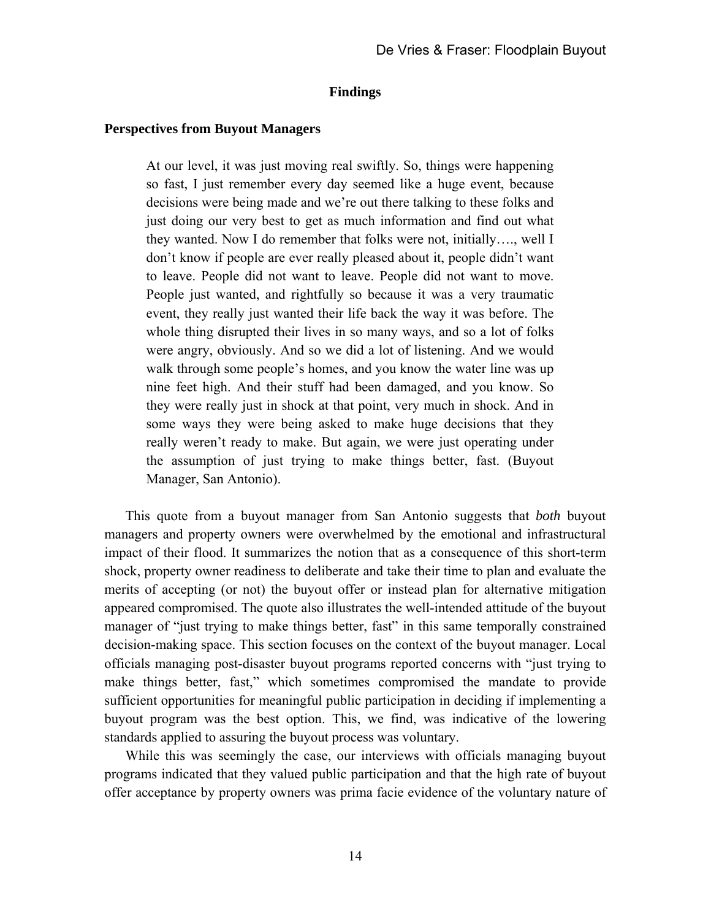## Findings

### Perspectives from Buyout Managers

> At our level, it was just moving real swiftly. So, things were happening so fast, I just remember every day seemed like a huge event, because decisions were being made and we're out there talking to these folks and just doing our very best to get as much information and find out what they wanted. Now I do remember that folks were not, initially…., well I don't know if people are ever really pleased about it, people didn't want to leave. People did not want to leave. People did not want to move. People just wanted, and rightfully so because it was a very traumatic event, they really just wanted their life back the way it was before. The whole thing disrupted their lives in so many ways, and so a lot of folks were angry, obviously. And so we did a lot of listening. And we would walk through some people's homes, and you know the water line was up nine feet high. And their stuff had been damaged, and you know. So they were really just in shock at that point, very much in shock. And in some ways they were being asked to make huge decisions that they really weren't ready to make. But again, we were just operating under the assumption of just trying to make things better, fast. (Buyout Manager, San Antonio).

This quote from a buyout manager from San Antonio suggests that *both* buyout managers and property owners were overwhelmed by the emotional and infrastructural impact of their flood. It summarizes the notion that as a consequence of this short-term shock, property owner readiness to deliberate and take their time to plan and evaluate the merits of accepting (or not) the buyout offer or instead plan for alternative mitigation appeared compromised. The quote also illustrates the well-intended attitude of the buyout manager of "just trying to make things better, fast" in this same temporally constrained decision-making space. This section focuses on the context of the buyout manager. Local officials managing post-disaster buyout programs reported concerns with "just trying to make things better, fast," which sometimes compromised the mandate to provide sufficient opportunities for meaningful public participation in deciding if implementing a buyout program was the best option. This, we find, was indicative of the lowering standards applied to assuring the buyout process was voluntary.

While this was seemingly the case, our interviews with officials managing buyout programs indicated that they valued public participation and that the high rate of buyout offer acceptance by property owners was prima facie evidence of the voluntary nature of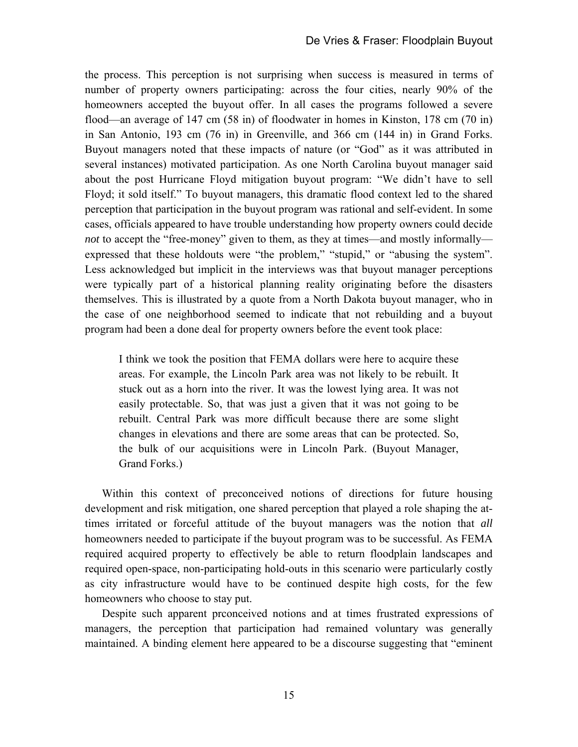the process. This perception is not surprising when success is measured in terms of number of property owners participating: across the four cities, nearly 90% of the homeowners accepted the buyout offer. In all cases the programs followed a severe flood—an average of 147 cm (58 in) of floodwater in homes in Kinston, 178 cm (70 in) in San Antonio, 193 cm (76 in) in Greenville, and 366 cm (144 in) in Grand Forks. Buyout managers noted that these impacts of nature (or "God" as it was attributed in several instances) motivated participation. As one North Carolina buyout manager said about the post Hurricane Floyd mitigation buyout program: "We didn't have to sell Floyd; it sold itself." To buyout managers, this dramatic flood context led to the shared perception that participation in the buyout program was rational and self-evident. In some cases, officials appeared to have trouble understanding how property owners could decide *not* to accept the "free-money" given to them, as they at times—and mostly informally—expressed that these holdouts were "the problem," "stupid," or "abusing the system". Less acknowledged but implicit in the interviews was that buyout manager perceptions were typically part of a historical planning reality originating before the disasters themselves. This is illustrated by a quote from a North Dakota buyout manager, who in the case of one neighborhood seemed to indicate that not rebuilding and a buyout program had been a done deal for property owners before the event took place:

> I think we took the position that FEMA dollars were here to acquire these areas. For example, the Lincoln Park area was not likely to be rebuilt. It stuck out as a horn into the river. It was the lowest lying area. It was not easily protectable. So, that was just a given that it was not going to be rebuilt. Central Park was more difficult because there are some slight changes in elevations and there are some areas that can be protected. So, the bulk of our acquisitions were in Lincoln Park. (Buyout Manager, Grand Forks.)

Within this context of preconceived notions of directions for future housing development and risk mitigation, one shared perception that played a role shaping the at-times irritated or forceful attitude of the buyout managers was the notion that *all* homeowners needed to participate if the buyout program was to be successful. As FEMA required acquired property to effectively be able to return floodplain landscapes and required open-space, non-participating hold-outs in this scenario were particularly costly as city infrastructure would have to be continued despite high costs, for the few homeowners who choose to stay put.

Despite such apparent prconceived notions and at times frustrated expressions of managers, the perception that participation had remained voluntary was generally maintained. A binding element here appeared to be a discourse suggesting that "eminent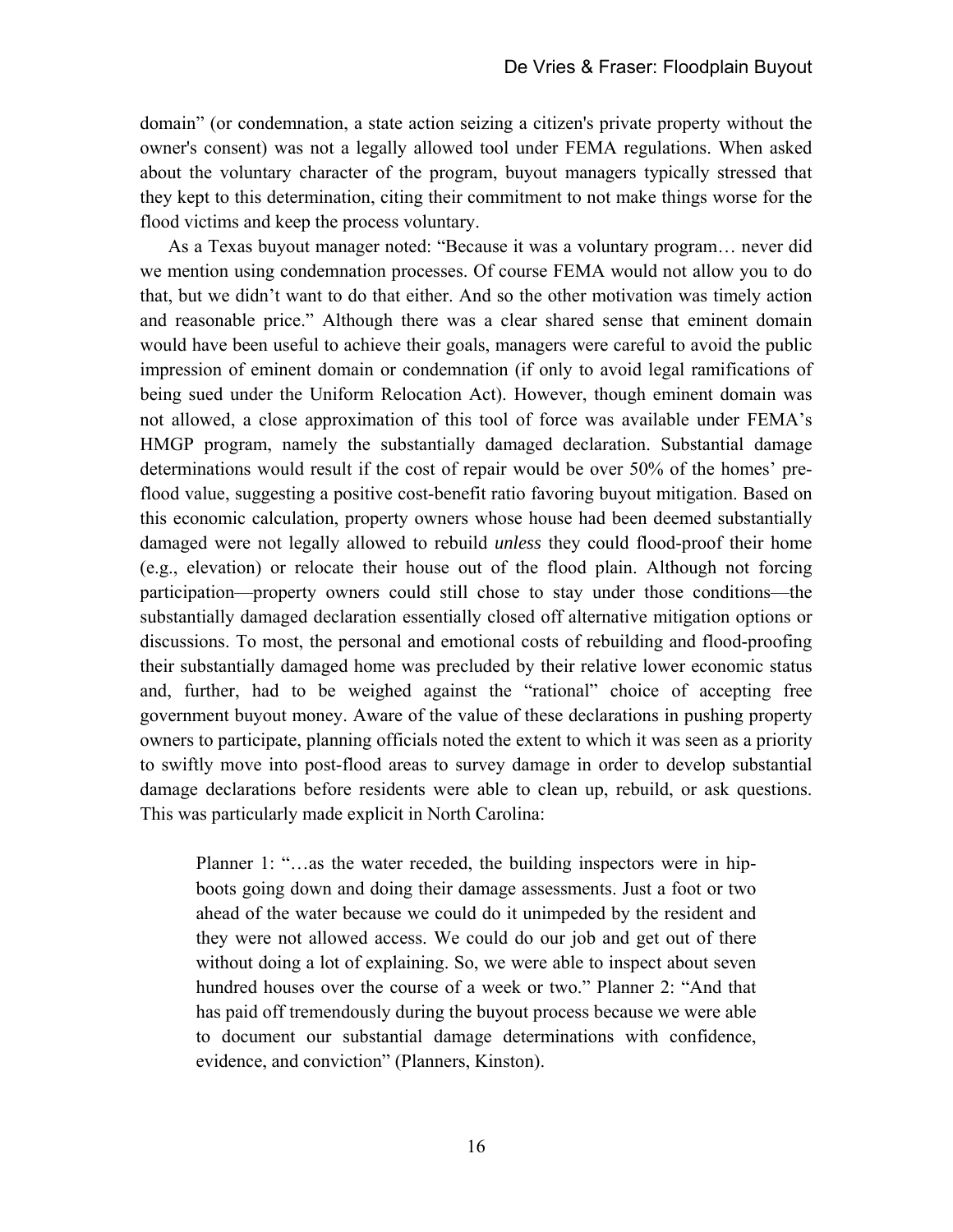domain" (or condemnation, a state action seizing a citizen's private property without the owner's consent) was not a legally allowed tool under FEMA regulations. When asked about the voluntary character of the program, buyout managers typically stressed that they kept to this determination, citing their commitment to not make things worse for the flood victims and keep the process voluntary.

As a Texas buyout manager noted: "Because it was a voluntary program… never did we mention using condemnation processes. Of course FEMA would not allow you to do that, but we didn't want to do that either. And so the other motivation was timely action and reasonable price." Although there was a clear shared sense that eminent domain would have been useful to achieve their goals, managers were careful to avoid the public impression of eminent domain or condemnation (if only to avoid legal ramifications of being sued under the Uniform Relocation Act). However, though eminent domain was not allowed, a close approximation of this tool of force was available under FEMA's HMGP program, namely the substantially damaged declaration. Substantial damage determinations would result if the cost of repair would be over 50% of the homes' pre-flood value, suggesting a positive cost-benefit ratio favoring buyout mitigation. Based on this economic calculation, property owners whose house had been deemed substantially damaged were not legally allowed to rebuild *unless* they could flood-proof their home (e.g., elevation) or relocate their house out of the flood plain. Although not forcing participation—property owners could still chose to stay under those conditions—the substantially damaged declaration essentially closed off alternative mitigation options or discussions. To most, the personal and emotional costs of rebuilding and flood-proofing their substantially damaged home was precluded by their relative lower economic status and, further, had to be weighed against the "rational" choice of accepting free government buyout money. Aware of the value of these declarations in pushing property owners to participate, planning officials noted the extent to which it was seen as a priority to swiftly move into post-flood areas to survey damage in order to develop substantial damage declarations before residents were able to clean up, rebuild, or ask questions. This was particularly made explicit in North Carolina:

> Planner 1: "…as the water receded, the building inspectors were in hip-boots going down and doing their damage assessments. Just a foot or two ahead of the water because we could do it unimpeded by the resident and they were not allowed access. We could do our job and get out of there without doing a lot of explaining. So, we were able to inspect about seven hundred houses over the course of a week or two." Planner 2: "And that has paid off tremendously during the buyout process because we were able to document our substantial damage determinations with confidence, evidence, and conviction" (Planners, Kinston).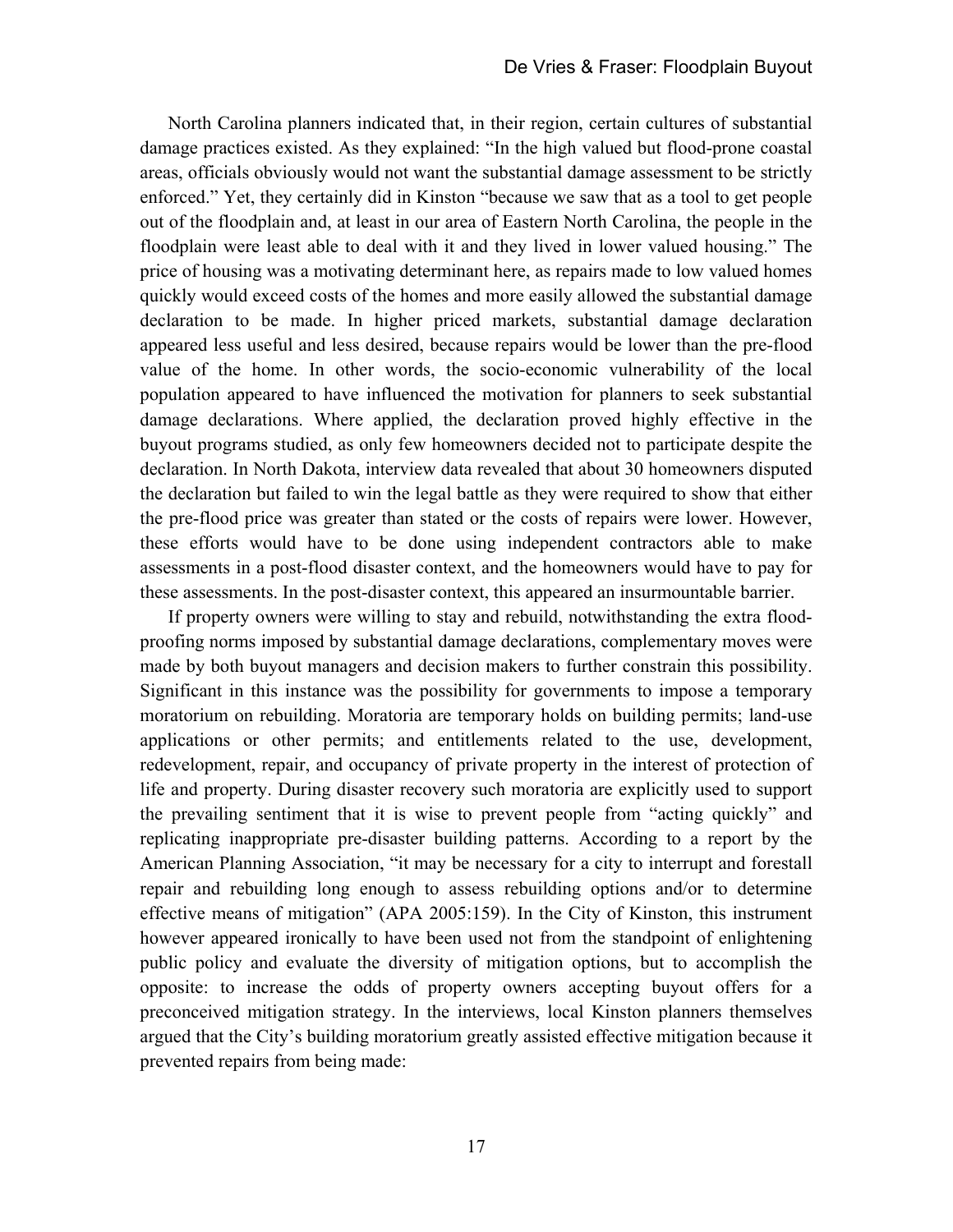North Carolina planners indicated that, in their region, certain cultures of substantial damage practices existed. As they explained: "In the high valued but flood-prone coastal areas, officials obviously would not want the substantial damage assessment to be strictly enforced." Yet, they certainly did in Kinston "because we saw that as a tool to get people out of the floodplain and, at least in our area of Eastern North Carolina, the people in the floodplain were least able to deal with it and they lived in lower valued housing." The price of housing was a motivating determinant here, as repairs made to low valued homes quickly would exceed costs of the homes and more easily allowed the substantial damage declaration to be made. In higher priced markets, substantial damage declaration appeared less useful and less desired, because repairs would be lower than the pre-flood value of the home. In other words, the socio-economic vulnerability of the local population appeared to have influenced the motivation for planners to seek substantial damage declarations. Where applied, the declaration proved highly effective in the buyout programs studied, as only few homeowners decided not to participate despite the declaration. In North Dakota, interview data revealed that about 30 homeowners disputed the declaration but failed to win the legal battle as they were required to show that either the pre-flood price was greater than stated or the costs of repairs were lower. However, these efforts would have to be done using independent contractors able to make assessments in a post-flood disaster context, and the homeowners would have to pay for these assessments. In the post-disaster context, this appeared an insurmountable barrier.

If property owners were willing to stay and rebuild, notwithstanding the extra flood-proofing norms imposed by substantial damage declarations, complementary moves were made by both buyout managers and decision makers to further constrain this possibility. Significant in this instance was the possibility for governments to impose a temporary moratorium on rebuilding. Moratoria are temporary holds on building permits; land-use applications or other permits; and entitlements related to the use, development, redevelopment, repair, and occupancy of private property in the interest of protection of life and property. During disaster recovery such moratoria are explicitly used to support the prevailing sentiment that it is wise to prevent people from "acting quickly" and replicating inappropriate pre-disaster building patterns. According to a report by the American Planning Association, "it may be necessary for a city to interrupt and forestall repair and rebuilding long enough to assess rebuilding options and/or to determine effective means of mitigation" (APA 2005:159). In the City of Kinston, this instrument however appeared ironically to have been used not from the standpoint of enlightening public policy and evaluate the diversity of mitigation options, but to accomplish the opposite: to increase the odds of property owners accepting buyout offers for a preconceived mitigation strategy. In the interviews, local Kinston planners themselves argued that the City's building moratorium greatly assisted effective mitigation because it prevented repairs from being made: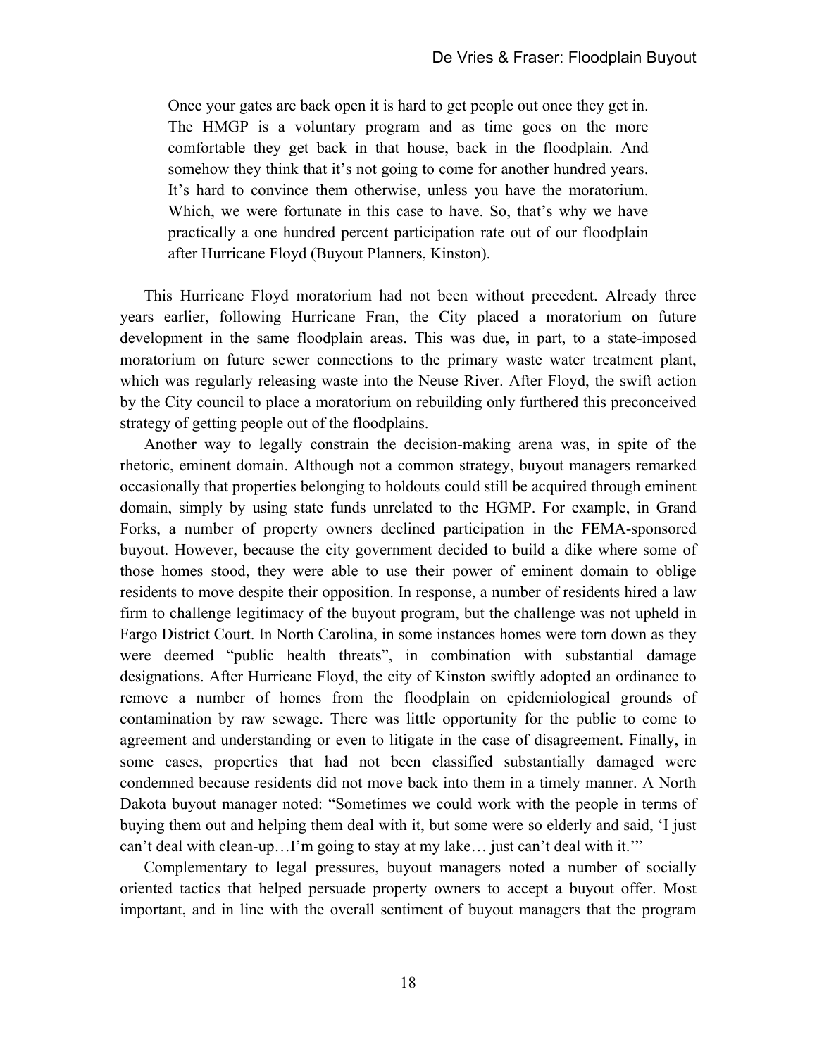> Once your gates are back open it is hard to get people out once they get in. The HMGP is a voluntary program and as time goes on the more comfortable they get back in that house, back in the floodplain. And somehow they think that it's not going to come for another hundred years. It's hard to convince them otherwise, unless you have the moratorium. Which, we were fortunate in this case to have. So, that's why we have practically a one hundred percent participation rate out of our floodplain after Hurricane Floyd (Buyout Planners, Kinston).

This Hurricane Floyd moratorium had not been without precedent. Already three years earlier, following Hurricane Fran, the City placed a moratorium on future development in the same floodplain areas. This was due, in part, to a state-imposed moratorium on future sewer connections to the primary waste water treatment plant, which was regularly releasing waste into the Neuse River. After Floyd, the swift action by the City council to place a moratorium on rebuilding only furthered this preconceived strategy of getting people out of the floodplains.

Another way to legally constrain the decision-making arena was, in spite of the rhetoric, eminent domain. Although not a common strategy, buyout managers remarked occasionally that properties belonging to holdouts could still be acquired through eminent domain, simply by using state funds unrelated to the HGMP. For example, in Grand Forks, a number of property owners declined participation in the FEMA-sponsored buyout. However, because the city government decided to build a dike where some of those homes stood, they were able to use their power of eminent domain to oblige residents to move despite their opposition. In response, a number of residents hired a law firm to challenge legitimacy of the buyout program, but the challenge was not upheld in Fargo District Court. In North Carolina, in some instances homes were torn down as they were deemed "public health threats", in combination with substantial damage designations. After Hurricane Floyd, the city of Kinston swiftly adopted an ordinance to remove a number of homes from the floodplain on epidemiological grounds of contamination by raw sewage. There was little opportunity for the public to come to agreement and understanding or even to litigate in the case of disagreement. Finally, in some cases, properties that had not been classified substantially damaged were condemned because residents did not move back into them in a timely manner. A North Dakota buyout manager noted: "Sometimes we could work with the people in terms of buying them out and helping them deal with it, but some were so elderly and said, 'I just can't deal with clean-up…I'm going to stay at my lake… just can't deal with it.'"

Complementary to legal pressures, buyout managers noted a number of socially oriented tactics that helped persuade property owners to accept a buyout offer. Most important, and in line with the overall sentiment of buyout managers that the program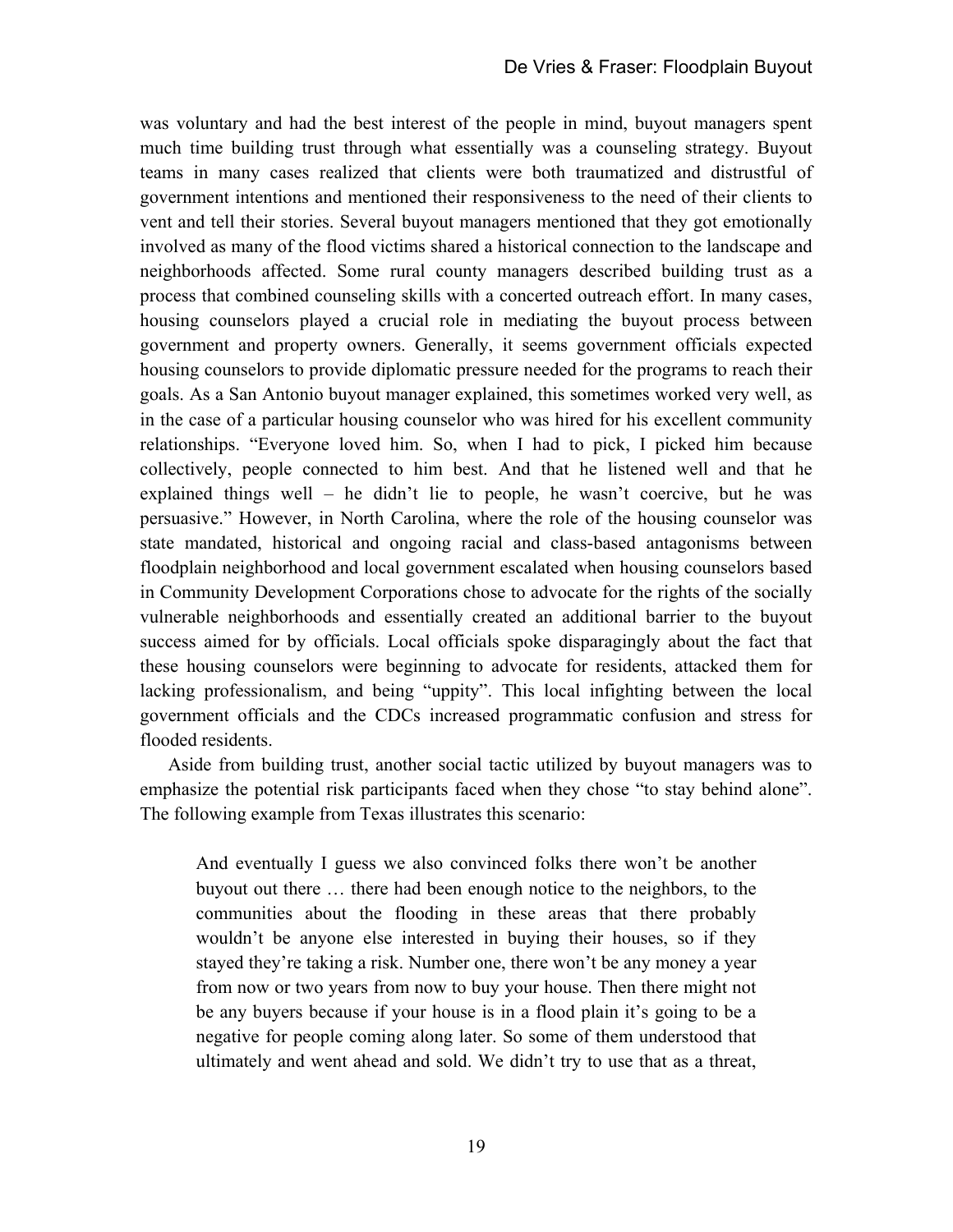was voluntary and had the best interest of the people in mind, buyout managers spent much time building trust through what essentially was a counseling strategy. Buyout teams in many cases realized that clients were both traumatized and distrustful of government intentions and mentioned their responsiveness to the need of their clients to vent and tell their stories. Several buyout managers mentioned that they got emotionally involved as many of the flood victims shared a historical connection to the landscape and neighborhoods affected. Some rural county managers described building trust as a process that combined counseling skills with a concerted outreach effort. In many cases, housing counselors played a crucial role in mediating the buyout process between government and property owners. Generally, it seems government officials expected housing counselors to provide diplomatic pressure needed for the programs to reach their goals. As a San Antonio buyout manager explained, this sometimes worked very well, as in the case of a particular housing counselor who was hired for his excellent community relationships. "Everyone loved him. So, when I had to pick, I picked him because collectively, people connected to him best. And that he listened well and that he explained things well – he didn't lie to people, he wasn't coercive, but he was persuasive." However, in North Carolina, where the role of the housing counselor was state mandated, historical and ongoing racial and class-based antagonisms between floodplain neighborhood and local government escalated when housing counselors based in Community Development Corporations chose to advocate for the rights of the socially vulnerable neighborhoods and essentially created an additional barrier to the buyout success aimed for by officials. Local officials spoke disparagingly about the fact that these housing counselors were beginning to advocate for residents, attacked them for lacking professionalism, and being "uppity". This local infighting between the local government officials and the CDCs increased programmatic confusion and stress for flooded residents.

Aside from building trust, another social tactic utilized by buyout managers was to emphasize the potential risk participants faced when they chose "to stay behind alone". The following example from Texas illustrates this scenario:

> And eventually I guess we also convinced folks there won't be another buyout out there … there had been enough notice to the neighbors, to the communities about the flooding in these areas that there probably wouldn't be anyone else interested in buying their houses, so if they stayed they're taking a risk. Number one, there won't be any money a year from now or two years from now to buy your house. Then there might not be any buyers because if your house is in a flood plain it's going to be a negative for people coming along later. So some of them understood that ultimately and went ahead and sold. We didn't try to use that as a threat,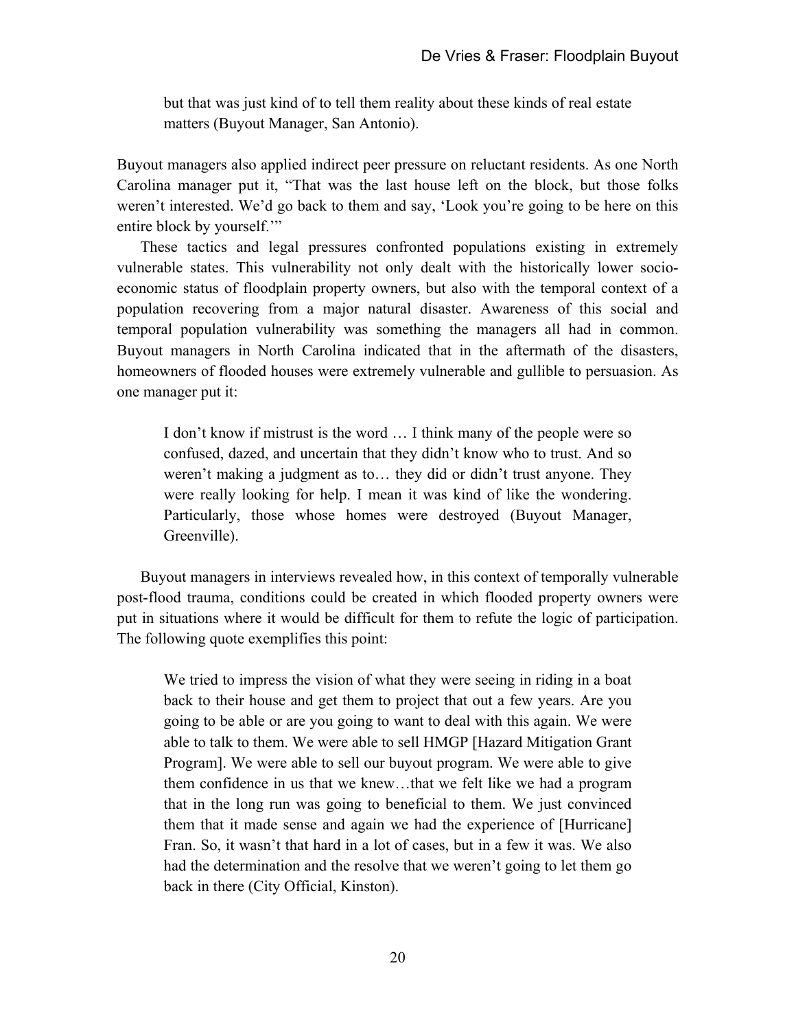> but that was just kind of to tell them reality about these kinds of real estate matters (Buyout Manager, San Antonio).

Buyout managers also applied indirect peer pressure on reluctant residents. As one North Carolina manager put it, "That was the last house left on the block, but those folks weren't interested. We'd go back to them and say, 'Look you're going to be here on this entire block by yourself.'"

These tactics and legal pressures confronted populations existing in extremely vulnerable states. This vulnerability not only dealt with the historically lower socio-economic status of floodplain property owners, but also with the temporal context of a population recovering from a major natural disaster. Awareness of this social and temporal population vulnerability was something the managers all had in common. Buyout managers in North Carolina indicated that in the aftermath of the disasters, homeowners of flooded houses were extremely vulnerable and gullible to persuasion. As one manager put it:

> I don't know if mistrust is the word … I think many of the people were so confused, dazed, and uncertain that they didn't know who to trust. And so weren't making a judgment as to… they did or didn't trust anyone. They were really looking for help. I mean it was kind of like the wondering. Particularly, those whose homes were destroyed (Buyout Manager, Greenville).

Buyout managers in interviews revealed how, in this context of temporally vulnerable post-flood trauma, conditions could be created in which flooded property owners were put in situations where it would be difficult for them to refute the logic of participation. The following quote exemplifies this point:

> We tried to impress the vision of what they were seeing in riding in a boat back to their house and get them to project that out a few years. Are you going to be able or are you going to want to deal with this again. We were able to talk to them. We were able to sell HMGP [Hazard Mitigation Grant Program]. We were able to sell our buyout program. We were able to give them confidence in us that we knew…that we felt like we had a program that in the long run was going to beneficial to them. We just convinced them that it made sense and again we had the experience of [Hurricane] Fran. So, it wasn't that hard in a lot of cases, but in a few it was. We also had the determination and the resolve that we weren't going to let them go back in there (City Official, Kinston).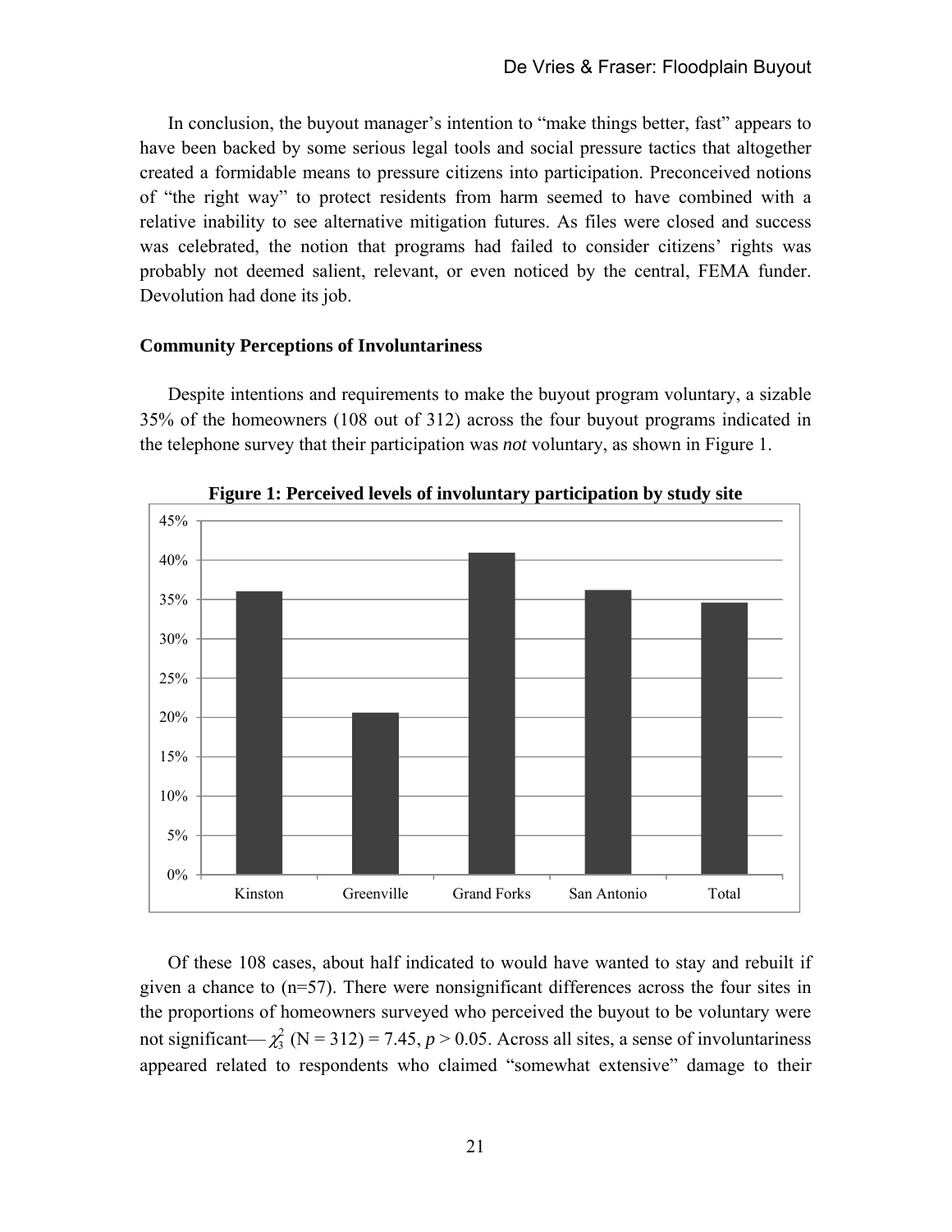In conclusion, the buyout manager's intention to "make things better, fast" appears to have been backed by some serious legal tools and social pressure tactics that altogether created a formidable means to pressure citizens into participation. Preconceived notions of "the right way" to protect residents from harm seemed to have combined with a relative inability to see alternative mitigation futures. As files were closed and success was celebrated, the notion that programs had failed to consider citizens' rights was probably not deemed salient, relevant, or even noticed by the central, FEMA funder. Devolution had done its job.

### Community Perceptions of Involuntariness

Despite intentions and requirements to make the buyout program voluntary, a sizable 35% of the homeowners (108 out of 312) across the four buyout programs indicated in the telephone survey that their participation was *not* voluntary, as shown in Figure 1.

**Figure 1: Perceived levels of involuntary participation by study site**

Of these 108 cases, about half indicated to would have wanted to stay and rebuilt if given a chance to (n=57). There were nonsignificant differences across the four sites in the proportions of homeowners surveyed who perceived the buyout to be voluntary were not significant— $\chi^2_3$ (N = 312) = 7.45, $p > 0.05$. Across all sites, a sense of involuntariness appeared related to respondents who claimed "somewhat extensive" damage to their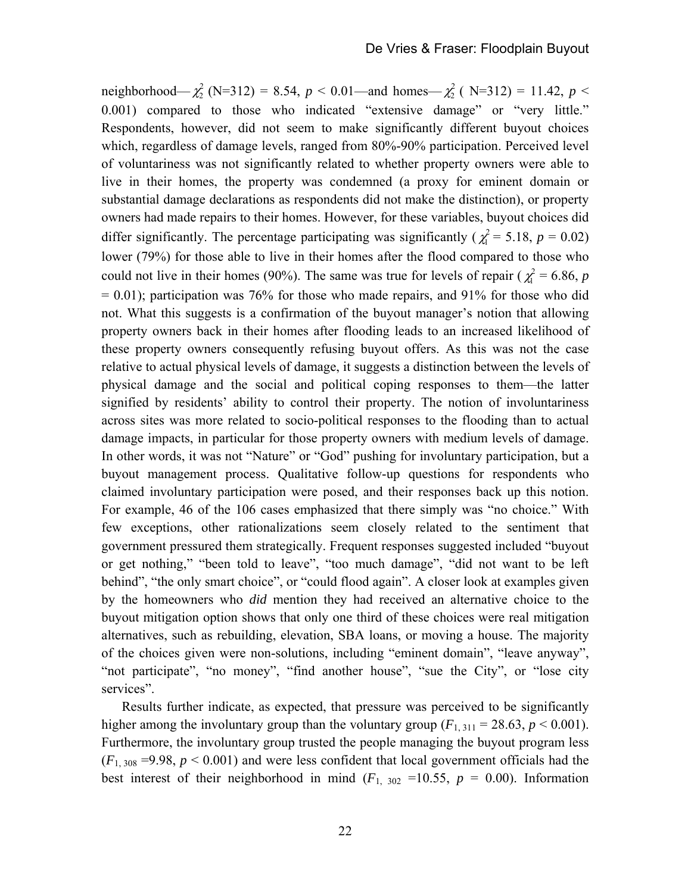neighborhood— $\chi^2_2$ (N=312) = 8.54, $p < 0.01$—and homes— $\chi^2_2$ ( N=312) = 11.42, $p < 0.001$) compared to those who indicated "extensive damage" or "very little." Respondents, however, did not seem to make significantly different buyout choices which, regardless of damage levels, ranged from 80%-90% participation. Perceived level of voluntariness was not significantly related to whether property owners were able to live in their homes, the property was condemned (a proxy for eminent domain or substantial damage declarations as respondents did not make the distinction), or property owners had made repairs to their homes. However, for these variables, buyout choices did differ significantly. The percentage participating was significantly ( $\chi^2_1$ = 5.18, $p$ = 0.02) lower (79%) for those able to live in their homes after the flood compared to those who could not live in their homes (90%). The same was true for levels of repair ( $\chi^2_1$ = 6.86, $p$ = 0.01); participation was 76% for those who made repairs, and 91% for those who did not. What this suggests is a confirmation of the buyout manager's notion that allowing property owners back in their homes after flooding leads to an increased likelihood of these property owners consequently refusing buyout offers. As this was not the case relative to actual physical levels of damage, it suggests a distinction between the levels of physical damage and the social and political coping responses to them—the latter signified by residents' ability to control their property. The notion of involuntariness across sites was more related to socio-political responses to the flooding than to actual damage impacts, in particular for those property owners with medium levels of damage. In other words, it was not "Nature" or "God" pushing for involuntary participation, but a buyout management process. Qualitative follow-up questions for respondents who claimed involuntary participation were posed, and their responses back up this notion. For example, 46 of the 106 cases emphasized that there simply was "no choice." With few exceptions, other rationalizations seem closely related to the sentiment that government pressured them strategically. Frequent responses suggested included "buyout or get nothing," "been told to leave", "too much damage", "did not want to be left behind", "the only smart choice", or "could flood again". A closer look at examples given by the homeowners who *did* mention they had received an alternative choice to the buyout mitigation option shows that only one third of these choices were real mitigation alternatives, such as rebuilding, elevation, SBA loans, or moving a house. The majority of the choices given were non-solutions, including "eminent domain", "leave anyway", "not participate", "no money", "find another house", "sue the City", or "lose city services".

Results further indicate, as expected, that pressure was perceived to be significantly higher among the involuntary group than the voluntary group ($F_{1, 311}$ = 28.63, $p < 0.001$). Furthermore, the involuntary group trusted the people managing the buyout program less ($F_{1, 308}$ =9.98, $p < 0.001$) and were less confident that local government officials had the best interest of their neighborhood in mind ($F_{1, 302}$ =10.55, $p$ = 0.00). Information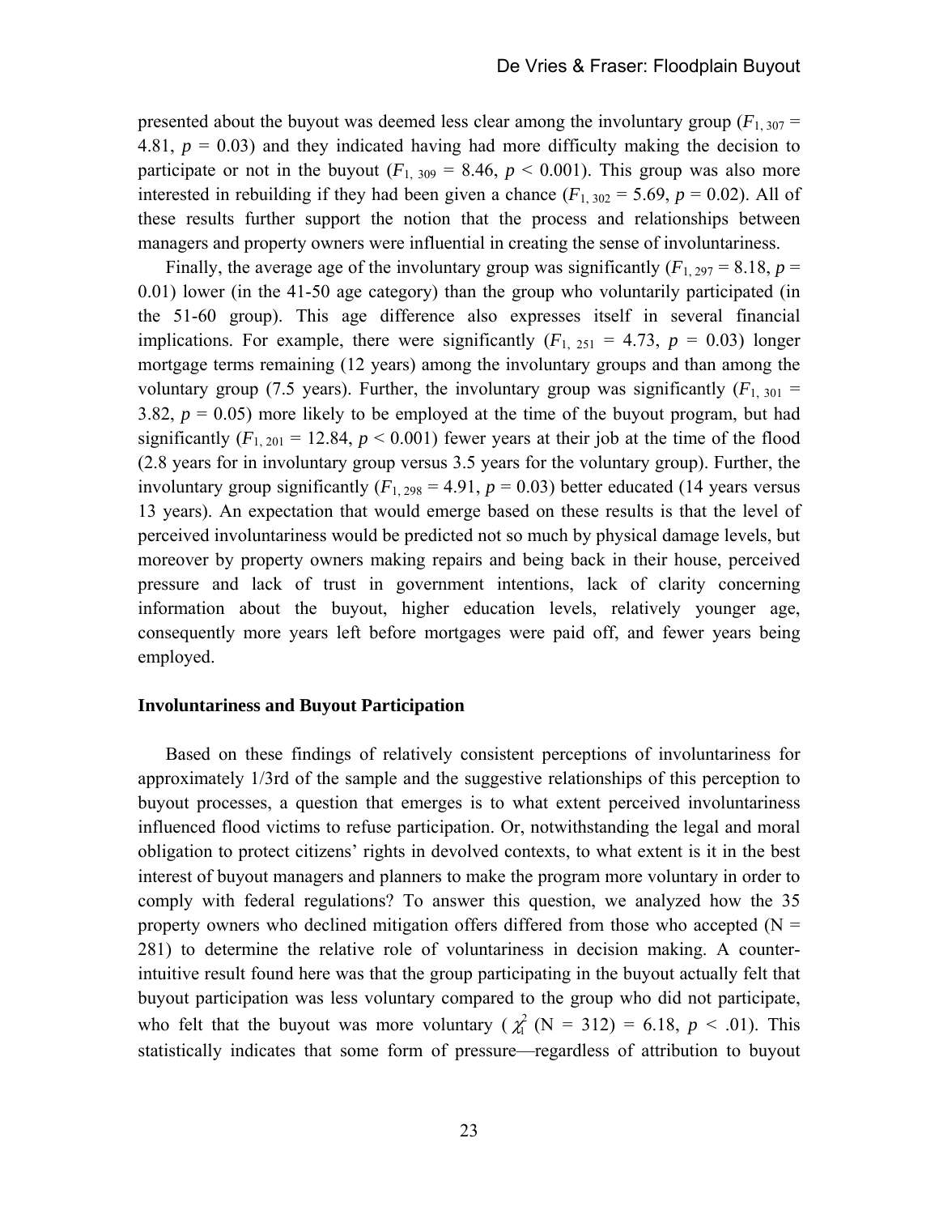presented about the buyout was deemed less clear among the involuntary group ($F_{1, 307}$ = 4.81, $p$ = 0.03) and they indicated having had more difficulty making the decision to participate or not in the buyout ($F_{1, 309}$ = 8.46, $p$ < 0.001). This group was also more interested in rebuilding if they had been given a chance ($F_{1, 302}$ = 5.69, $p$ = 0.02). All of these results further support the notion that the process and relationships between managers and property owners were influential in creating the sense of involuntariness.

Finally, the average age of the involuntary group was significantly ($F_{1, 297}$ = 8.18, $p$ = 0.01) lower (in the 41-50 age category) than the group who voluntarily participated (in the 51-60 group). This age difference also expresses itself in several financial implications. For example, there were significantly ($F_{1, 251}$ = 4.73, $p$ = 0.03) longer mortgage terms remaining (12 years) among the involuntary groups and than among the voluntary group (7.5 years). Further, the involuntary group was significantly ($F_{1, 301}$ = 3.82, $p$ = 0.05) more likely to be employed at the time of the buyout program, but had significantly ($F_{1, 201}$ = 12.84, $p$ < 0.001) fewer years at their job at the time of the flood (2.8 years for in involuntary group versus 3.5 years for the voluntary group). Further, the involuntary group significantly ($F_{1, 298}$ = 4.91, $p$ = 0.03) better educated (14 years versus 13 years). An expectation that would emerge based on these results is that the level of perceived involuntariness would be predicted not so much by physical damage levels, but moreover by property owners making repairs and being back in their house, perceived pressure and lack of trust in government intentions, lack of clarity concerning information about the buyout, higher education levels, relatively younger age, consequently more years left before mortgages were paid off, and fewer years being employed.

**Involuntariness and Buyout Participation**

Based on these findings of relatively consistent perceptions of involuntariness for approximately 1/3rd of the sample and the suggestive relationships of this perception to buyout processes, a question that emerges is to what extent perceived involuntariness influenced flood victims to refuse participation. Or, notwithstanding the legal and moral obligation to protect citizens' rights in devolved contexts, to what extent is it in the best interest of buyout managers and planners to make the program more voluntary in order to comply with federal regulations? To answer this question, we analyzed how the 35 property owners who declined mitigation offers differed from those who accepted (N = 281) to determine the relative role of voluntariness in decision making. A counter-intuitive result found here was that the group participating in the buyout actually felt that buyout participation was less voluntary compared to the group who did not participate, who felt that the buyout was more voluntary ($\chi^2_1$ (N = 312) = 6.18, $p$ < .01). This statistically indicates that some form of pressure—regardless of attribution to buyout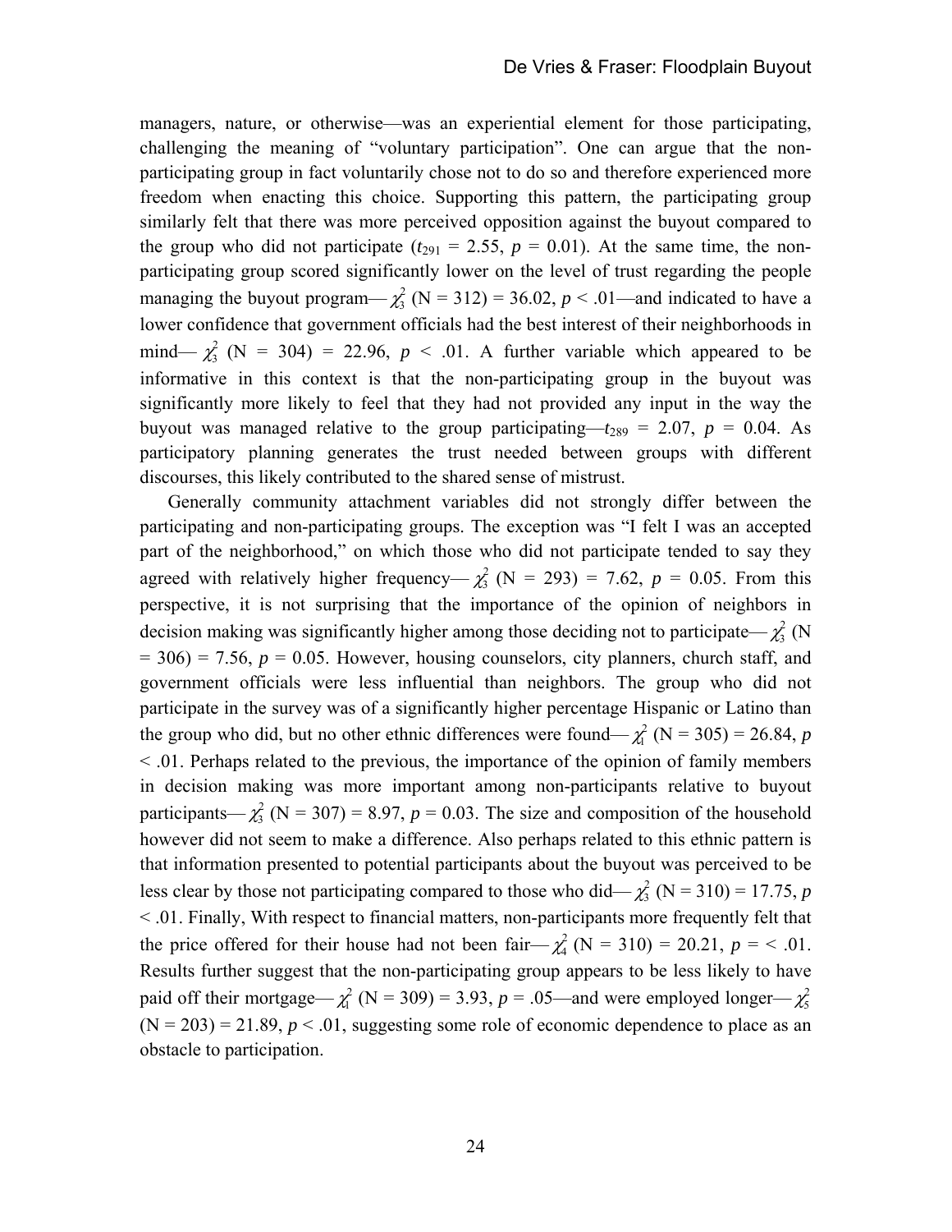managers, nature, or otherwise—was an experiential element for those participating, challenging the meaning of "voluntary participation". One can argue that the non-participating group in fact voluntarily chose not to do so and therefore experienced more freedom when enacting this choice. Supporting this pattern, the participating group similarly felt that there was more perceived opposition against the buyout compared to the group who did not participate ($t_{291}$ = 2.55, $p$ = 0.01). At the same time, the non-participating group scored significantly lower on the level of trust regarding the people managing the buyout program—$\chi^2_3$ (N = 312) = 36.02, $p$ < .01—and indicated to have a lower confidence that government officials had the best interest of their neighborhoods in mind— $\chi^2_3$ (N = 304) = 22.96, $p$ < .01. A further variable which appeared to be informative in this context is that the non-participating group in the buyout was significantly more likely to feel that they had not provided any input in the way the buyout was managed relative to the group participating—$t_{289}$ = 2.07, $p$ = 0.04. As participatory planning generates the trust needed between groups with different discourses, this likely contributed to the shared sense of mistrust.

Generally community attachment variables did not strongly differ between the participating and non-participating groups. The exception was "I felt I was an accepted part of the neighborhood," on which those who did not participate tended to say they agreed with relatively higher frequency— $\chi^2_3$ (N = 293) = 7.62, $p$ = 0.05. From this perspective, it is not surprising that the importance of the opinion of neighbors in decision making was significantly higher among those deciding not to participate—$\chi^2_3$ (N = 306) = 7.56, $p$ = 0.05. However, housing counselors, city planners, church staff, and government officials were less influential than neighbors. The group who did not participate in the survey was of a significantly higher percentage Hispanic or Latino than the group who did, but no other ethnic differences were found—$\chi^2_1$ (N = 305) = 26.84, $p$ < .01. Perhaps related to the previous, the importance of the opinion of family members in decision making was more important among non-participants relative to buyout participants—$\chi^2_3$ (N = 307) = 8.97, $p$ = 0.03. The size and composition of the household however did not seem to make a difference. Also perhaps related to this ethnic pattern is that information presented to potential participants about the buyout was perceived to be less clear by those not participating compared to those who did—$\chi^2_3$ (N = 310) = 17.75, $p$ < .01. Finally, With respect to financial matters, non-participants more frequently felt that the price offered for their house had not been fair—$\chi^2_4$ (N = 310) = 20.21, $p$ = < .01. Results further suggest that the non-participating group appears to be less likely to have paid off their mortgage—$\chi^2_1$ (N = 309) = 3.93, $p$ = .05—and were employed longer—$\chi^2_5$ (N = 203) = 21.89, $p$ < .01, suggesting some role of economic dependence to place as an obstacle to participation.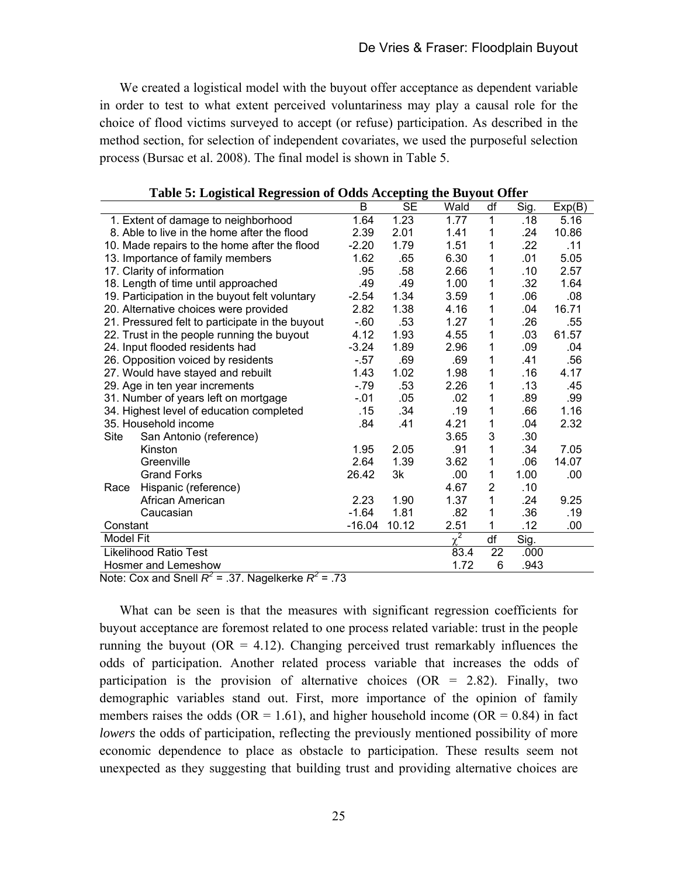We created a logistical model with the buyout offer acceptance as dependent variable in order to test to what extent perceived voluntariness may play a causal role for the choice of flood victims surveyed to accept (or refuse) participation. As described in the method section, for selection of independent covariates, we used the purposeful selection process (Bursac et al. 2008). The final model is shown in Table 5.

**Table 5: Logistical Regression of Odds Accepting the Buyout Offer**

| | B | SE | Wald | df | Sig. | Exp(B) |
|---|---|---|---|---|---|---|
| 1. Extent of damage to neighborhood | 1.64 | 1.23 | 1.77 | 1 | .18 | 5.16 |
| 8. Able to live in the home after the flood | 2.39 | 2.01 | 1.41 | 1 | .24 | 10.86 |
| 10. Made repairs to the home after the flood | -2.20 | 1.79 | 1.51 | 1 | .22 | .11 |
| 13. Importance of family members | 1.62 | .65 | 6.30 | 1 | .01 | 5.05 |
| 17. Clarity of information | .95 | .58 | 2.66 | 1 | .10 | 2.57 |
| 18. Length of time until approached | .49 | .49 | 1.00 | 1 | .32 | 1.64 |
| 19. Participation in the buyout felt voluntary | -2.54 | 1.34 | 3.59 | 1 | .06 | .08 |
| 20. Alternative choices were provided | 2.82 | 1.38 | 4.16 | 1 | .04 | 16.71 |
| 21. Pressured felt to participate in the buyout | -.60 | .53 | 1.27 | 1 | .26 | .55 |
| 22. Trust in the people running the buyout | 4.12 | 1.93 | 4.55 | 1 | .03 | 61.57 |
| 24. Input flooded residents had | -3.24 | 1.89 | 2.96 | 1 | .09 | .04 |
| 26. Opposition voiced by residents | -.57 | .69 | .69 | 1 | .41 | .56 |
| 27. Would have stayed and rebuilt | 1.43 | 1.02 | 1.98 | 1 | .16 | 4.17 |
| 29. Age in ten year increments | -.79 | .53 | 2.26 | 1 | .13 | .45 |
| 31. Number of years left on mortgage | -.01 | .05 | .02 | 1 | .89 | .99 |
| 34. Highest level of education completed | .15 | .34 | .19 | 1 | .66 | 1.16 |
| 35. Household income | .84 | .41 | 4.21 | 1 | .04 | 2.32 |
| Site San Antonio (reference) | | | 3.65 | 3 | .30 | |
| Kinston | 1.95 | 2.05 | .91 | 1 | .34 | 7.05 |
| Greenville | 2.64 | 1.39 | 3.62 | 1 | .06 | 14.07 |
| Grand Forks | 26.42 | 3k | .00 | 1 | 1.00 | .00 |
| Race Hispanic (reference) | | | 4.67 | 2 | .10 | |
| African American | 2.23 | 1.90 | 1.37 | 1 | .24 | 9.25 |
| Caucasian | -1.64 | 1.81 | .82 | 1 | .36 | .19 |
| Constant | -16.04 | 10.12 | 2.51 | 1 | .12 | .00 |
| Model Fit | | | $\chi^2$ | df | Sig. | |
| Likelihood Ratio Test | | | 83.4 | 22 | .000 | |
| Hosmer and Lemeshow | | | 1.72 | 6 | .943 | |

Note: Cox and Snell $R^2$ = .37. Nagelkerke $R^2$ = .73

What can be seen is that the measures with significant regression coefficients for buyout acceptance are foremost related to one process related variable: trust in the people running the buyout (OR = 4.12). Changing perceived trust remarkably influences the odds of participation. Another related process variable that increases the odds of participation is the provision of alternative choices (OR = 2.82). Finally, two demographic variables stand out. First, more importance of the opinion of family members raises the odds (OR = 1.61), and higher household income (OR = 0.84) in fact *lowers* the odds of participation, reflecting the previously mentioned possibility of more economic dependence to place as obstacle to participation. These results seem not unexpected as they suggesting that building trust and providing alternative choices are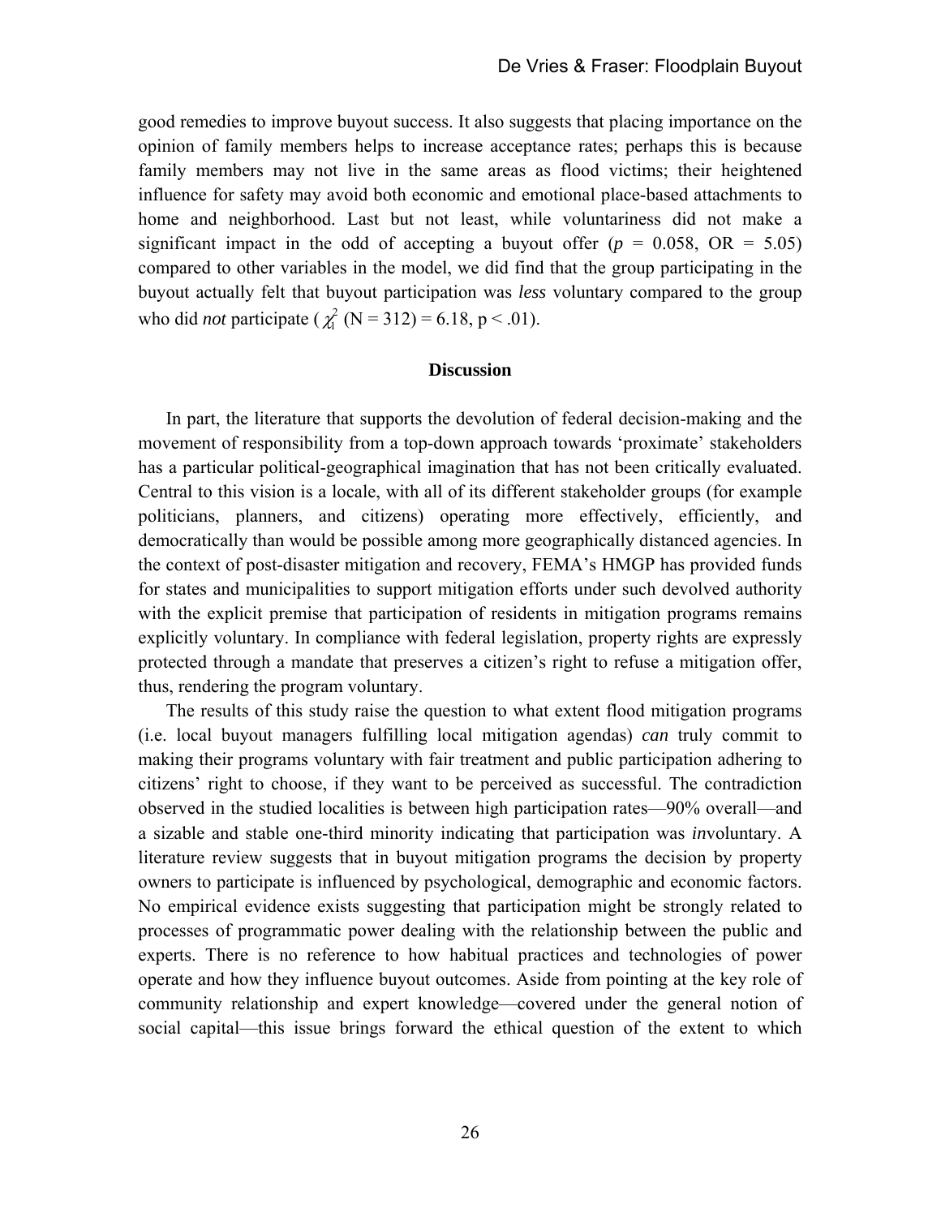good remedies to improve buyout success. It also suggests that placing importance on the opinion of family members helps to increase acceptance rates; perhaps this is because family members may not live in the same areas as flood victims; their heightened influence for safety may avoid both economic and emotional place-based attachments to home and neighborhood. Last but not least, while voluntariness did not make a significant impact in the odd of accepting a buyout offer ($p$ = 0.058, OR = 5.05) compared to other variables in the model, we did find that the group participating in the buyout actually felt that buyout participation was *less* voluntary compared to the group who did *not* participate ( $\chi^2_1$ (N = 312) = 6.18, p < .01).

## Discussion

In part, the literature that supports the devolution of federal decision-making and the movement of responsibility from a top-down approach towards 'proximate' stakeholders has a particular political-geographical imagination that has not been critically evaluated. Central to this vision is a locale, with all of its different stakeholder groups (for example politicians, planners, and citizens) operating more effectively, efficiently, and democratically than would be possible among more geographically distanced agencies. In the context of post-disaster mitigation and recovery, FEMA's HMGP has provided funds for states and municipalities to support mitigation efforts under such devolved authority with the explicit premise that participation of residents in mitigation programs remains explicitly voluntary. In compliance with federal legislation, property rights are expressly protected through a mandate that preserves a citizen's right to refuse a mitigation offer, thus, rendering the program voluntary.

The results of this study raise the question to what extent flood mitigation programs (i.e. local buyout managers fulfilling local mitigation agendas) *can* truly commit to making their programs voluntary with fair treatment and public participation adhering to citizens' right to choose, if they want to be perceived as successful. The contradiction observed in the studied localities is between high participation rates—90% overall—and a sizable and stable one-third minority indicating that participation was *in*voluntary. A literature review suggests that in buyout mitigation programs the decision by property owners to participate is influenced by psychological, demographic and economic factors. No empirical evidence exists suggesting that participation might be strongly related to processes of programmatic power dealing with the relationship between the public and experts. There is no reference to how habitual practices and technologies of power operate and how they influence buyout outcomes. Aside from pointing at the key role of community relationship and expert knowledge—covered under the general notion of social capital—this issue brings forward the ethical question of the extent to which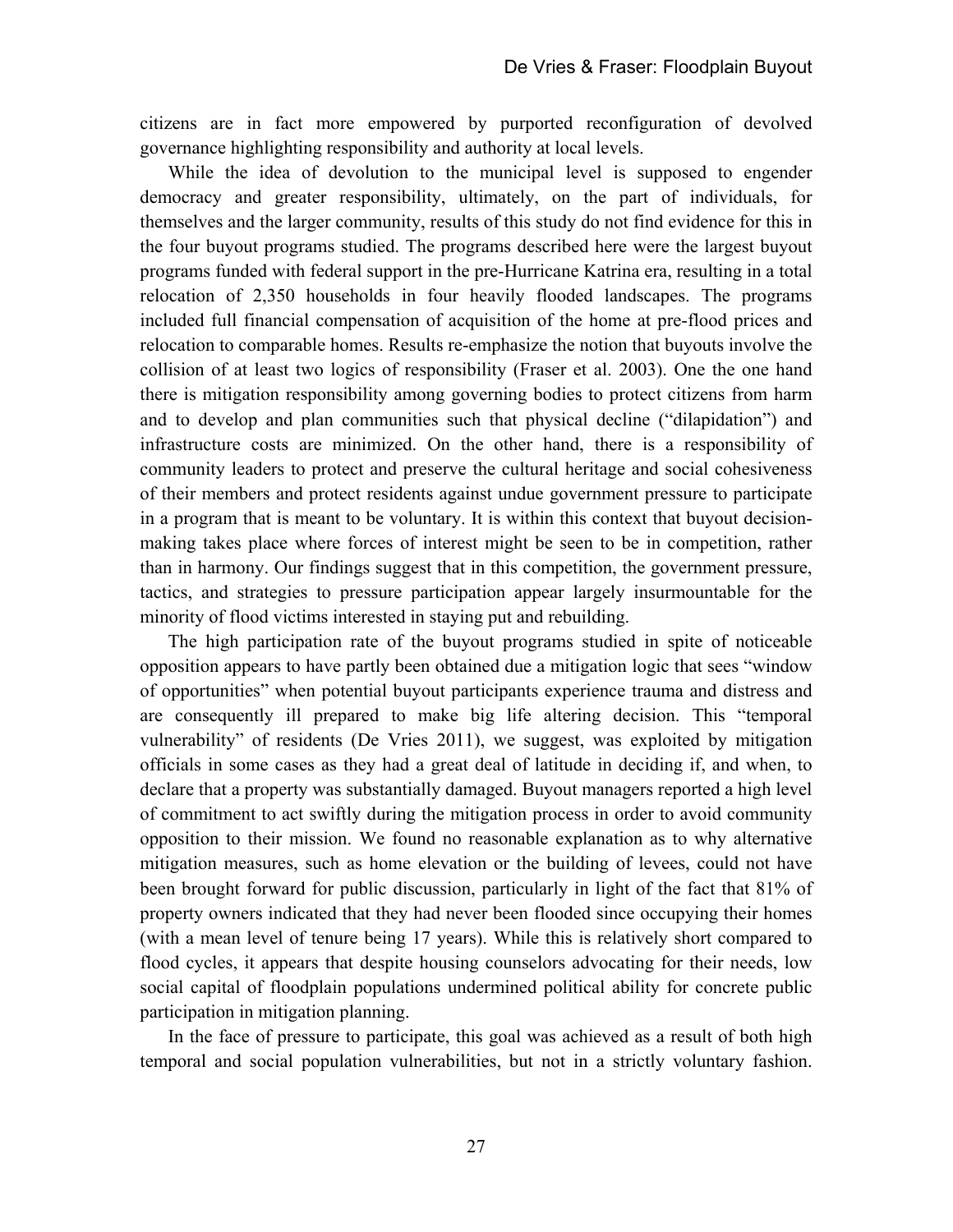citizens are in fact more empowered by purported reconfiguration of devolved governance highlighting responsibility and authority at local levels.

While the idea of devolution to the municipal level is supposed to engender democracy and greater responsibility, ultimately, on the part of individuals, for themselves and the larger community, results of this study do not find evidence for this in the four buyout programs studied. The programs described here were the largest buyout programs funded with federal support in the pre-Hurricane Katrina era, resulting in a total relocation of 2,350 households in four heavily flooded landscapes. The programs included full financial compensation of acquisition of the home at pre-flood prices and relocation to comparable homes. Results re-emphasize the notion that buyouts involve the collision of at least two logics of responsibility (Fraser et al. 2003). One the one hand there is mitigation responsibility among governing bodies to protect citizens from harm and to develop and plan communities such that physical decline ("dilapidation") and infrastructure costs are minimized. On the other hand, there is a responsibility of community leaders to protect and preserve the cultural heritage and social cohesiveness of their members and protect residents against undue government pressure to participate in a program that is meant to be voluntary. It is within this context that buyout decision-making takes place where forces of interest might be seen to be in competition, rather than in harmony. Our findings suggest that in this competition, the government pressure, tactics, and strategies to pressure participation appear largely insurmountable for the minority of flood victims interested in staying put and rebuilding.

The high participation rate of the buyout programs studied in spite of noticeable opposition appears to have partly been obtained due a mitigation logic that sees "window of opportunities" when potential buyout participants experience trauma and distress and are consequently ill prepared to make big life altering decision. This "temporal vulnerability" of residents (De Vries 2011), we suggest, was exploited by mitigation officials in some cases as they had a great deal of latitude in deciding if, and when, to declare that a property was substantially damaged. Buyout managers reported a high level of commitment to act swiftly during the mitigation process in order to avoid community opposition to their mission. We found no reasonable explanation as to why alternative mitigation measures, such as home elevation or the building of levees, could not have been brought forward for public discussion, particularly in light of the fact that 81% of property owners indicated that they had never been flooded since occupying their homes (with a mean level of tenure being 17 years). While this is relatively short compared to flood cycles, it appears that despite housing counselors advocating for their needs, low social capital of floodplain populations undermined political ability for concrete public participation in mitigation planning.

In the face of pressure to participate, this goal was achieved as a result of both high temporal and social population vulnerabilities, but not in a strictly voluntary fashion.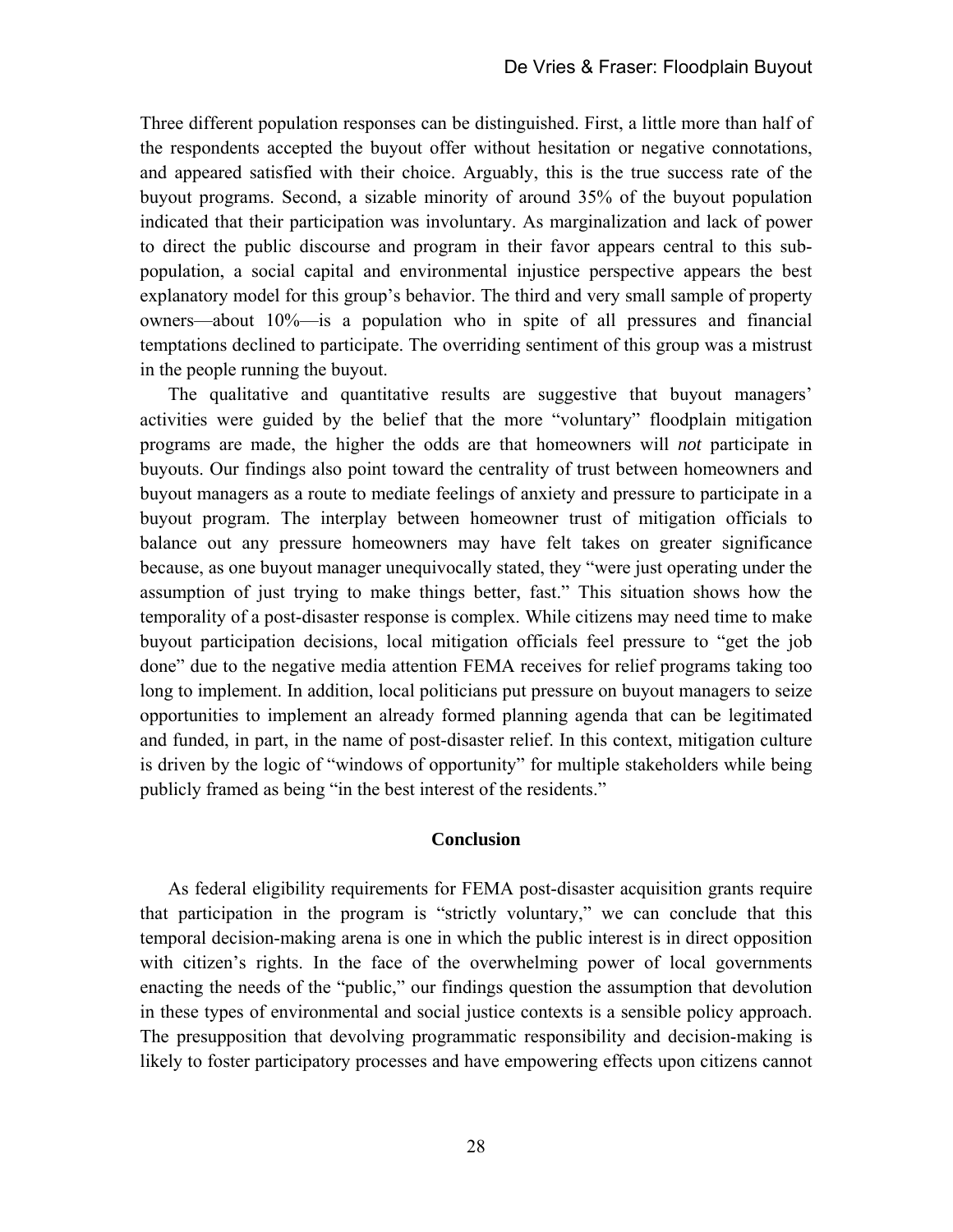Three different population responses can be distinguished. First, a little more than half of the respondents accepted the buyout offer without hesitation or negative connotations, and appeared satisfied with their choice. Arguably, this is the true success rate of the buyout programs. Second, a sizable minority of around 35% of the buyout population indicated that their participation was involuntary. As marginalization and lack of power to direct the public discourse and program in their favor appears central to this sub-population, a social capital and environmental injustice perspective appears the best explanatory model for this group's behavior. The third and very small sample of property owners—about 10%—is a population who in spite of all pressures and financial temptations declined to participate. The overriding sentiment of this group was a mistrust in the people running the buyout.

The qualitative and quantitative results are suggestive that buyout managers' activities were guided by the belief that the more "voluntary" floodplain mitigation programs are made, the higher the odds are that homeowners will *not* participate in buyouts. Our findings also point toward the centrality of trust between homeowners and buyout managers as a route to mediate feelings of anxiety and pressure to participate in a buyout program. The interplay between homeowner trust of mitigation officials to balance out any pressure homeowners may have felt takes on greater significance because, as one buyout manager unequivocally stated, they "were just operating under the assumption of just trying to make things better, fast." This situation shows how the temporality of a post-disaster response is complex. While citizens may need time to make buyout participation decisions, local mitigation officials feel pressure to "get the job done" due to the negative media attention FEMA receives for relief programs taking too long to implement. In addition, local politicians put pressure on buyout managers to seize opportunities to implement an already formed planning agenda that can be legitimated and funded, in part, in the name of post-disaster relief. In this context, mitigation culture is driven by the logic of "windows of opportunity" for multiple stakeholders while being publicly framed as being "in the best interest of the residents."

## Conclusion

As federal eligibility requirements for FEMA post-disaster acquisition grants require that participation in the program is "strictly voluntary," we can conclude that this temporal decision-making arena is one in which the public interest is in direct opposition with citizen's rights. In the face of the overwhelming power of local governments enacting the needs of the "public," our findings question the assumption that devolution in these types of environmental and social justice contexts is a sensible policy approach. The presupposition that devolving programmatic responsibility and decision-making is likely to foster participatory processes and have empowering effects upon citizens cannot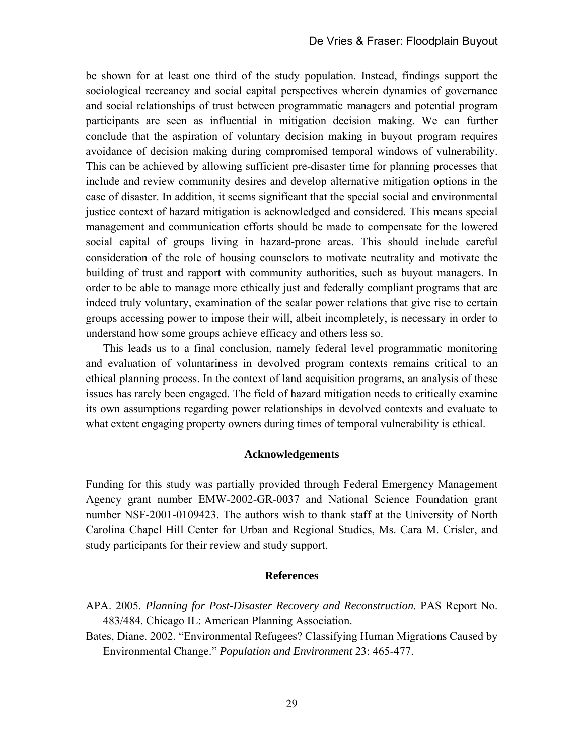be shown for at least one third of the study population. Instead, findings support the sociological recreancy and social capital perspectives wherein dynamics of governance and social relationships of trust between programmatic managers and potential program participants are seen as influential in mitigation decision making. We can further conclude that the aspiration of voluntary decision making in buyout program requires avoidance of decision making during compromised temporal windows of vulnerability. This can be achieved by allowing sufficient pre-disaster time for planning processes that include and review community desires and develop alternative mitigation options in the case of disaster. In addition, it seems significant that the special social and environmental justice context of hazard mitigation is acknowledged and considered. This means special management and communication efforts should be made to compensate for the lowered social capital of groups living in hazard-prone areas. This should include careful consideration of the role of housing counselors to motivate neutrality and motivate the building of trust and rapport with community authorities, such as buyout managers. In order to be able to manage more ethically just and federally compliant programs that are indeed truly voluntary, examination of the scalar power relations that give rise to certain groups accessing power to impose their will, albeit incompletely, is necessary in order to understand how some groups achieve efficacy and others less so.

This leads us to a final conclusion, namely federal level programmatic monitoring and evaluation of voluntariness in devolved program contexts remains critical to an ethical planning process. In the context of land acquisition programs, an analysis of these issues has rarely been engaged. The field of hazard mitigation needs to critically examine its own assumptions regarding power relationships in devolved contexts and evaluate to what extent engaging property owners during times of temporal vulnerability is ethical.

## Acknowledgements

Funding for this study was partially provided through Federal Emergency Management Agency grant number EMW-2002-GR-0037 and National Science Foundation grant number NSF-2001-0109423. The authors wish to thank staff at the University of North Carolina Chapel Hill Center for Urban and Regional Studies, Ms. Cara M. Crisler, and study participants for their review and study support.

## References

APA. 2005. *Planning for Post-Disaster Recovery and Reconstruction.* PAS Report No. 483/484. Chicago IL: American Planning Association.

Bates, Diane. 2002. "Environmental Refugees? Classifying Human Migrations Caused by Environmental Change." *Population and Environment* 23: 465-477.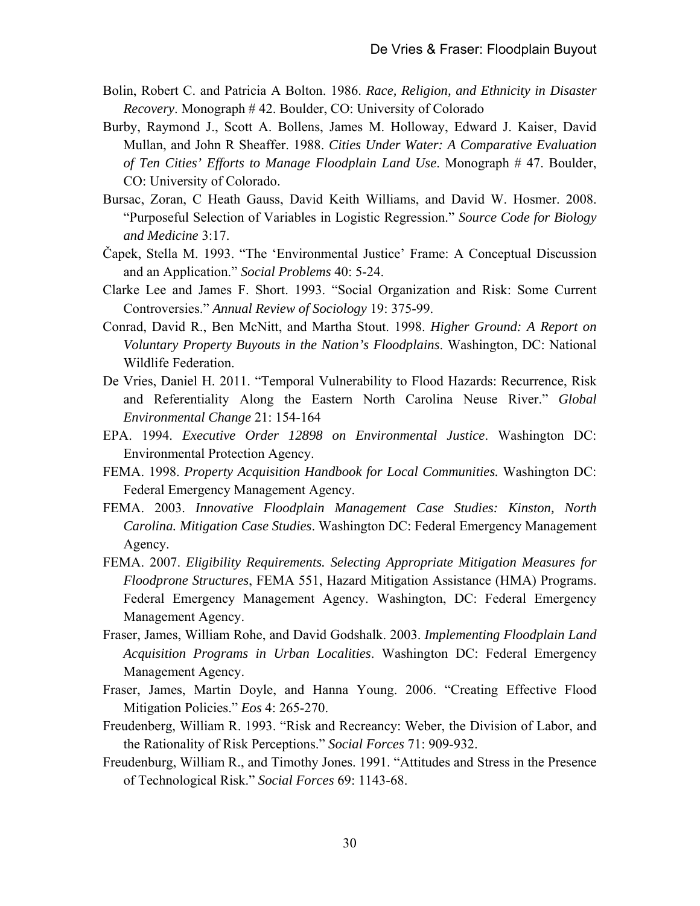Bolin, Robert C. and Patricia A Bolton. 1986. *Race, Religion, and Ethnicity in Disaster Recovery*. Monograph # 42. Boulder, CO: University of Colorado

Burby, Raymond J., Scott A. Bollens, James M. Holloway, Edward J. Kaiser, David Mullan, and John R Sheaffer. 1988. *Cities Under Water: A Comparative Evaluation of Ten Cities' Efforts to Manage Floodplain Land Use*. Monograph # 47. Boulder, CO: University of Colorado.

Bursac, Zoran, C Heath Gauss, David Keith Williams, and David W. Hosmer. 2008. "Purposeful Selection of Variables in Logistic Regression." *Source Code for Biology and Medicine* 3:17.

Čapek, Stella M. 1993. "The 'Environmental Justice' Frame: A Conceptual Discussion and an Application." *Social Problems* 40: 5-24.

Clarke Lee and James F. Short. 1993. "Social Organization and Risk: Some Current Controversies." *Annual Review of Sociology* 19: 375-99.

Conrad, David R., Ben McNitt, and Martha Stout. 1998. *Higher Ground: A Report on Voluntary Property Buyouts in the Nation's Floodplains*. Washington, DC: National Wildlife Federation.

De Vries, Daniel H. 2011. "Temporal Vulnerability to Flood Hazards: Recurrence, Risk and Referentiality Along the Eastern North Carolina Neuse River." *Global Environmental Change* 21: 154-164

EPA. 1994. *Executive Order 12898 on Environmental Justice*. Washington DC: Environmental Protection Agency.

FEMA. 1998. *Property Acquisition Handbook for Local Communities.* Washington DC: Federal Emergency Management Agency.

FEMA. 2003. *Innovative Floodplain Management Case Studies: Kinston, North Carolina. Mitigation Case Studies*. Washington DC: Federal Emergency Management Agency.

FEMA. 2007. *Eligibility Requirements. Selecting Appropriate Mitigation Measures for Floodprone Structures*, FEMA 551, Hazard Mitigation Assistance (HMA) Programs. Federal Emergency Management Agency. Washington, DC: Federal Emergency Management Agency.

Fraser, James, William Rohe, and David Godshalk. 2003. *Implementing Floodplain Land Acquisition Programs in Urban Localities*. Washington DC: Federal Emergency Management Agency.

Fraser, James, Martin Doyle, and Hanna Young. 2006. "Creating Effective Flood Mitigation Policies." *Eos* 4: 265-270.

Freudenberg, William R. 1993. "Risk and Recreancy: Weber, the Division of Labor, and the Rationality of Risk Perceptions." *Social Forces* 71: 909-932.

Freudenburg, William R., and Timothy Jones. 1991. "Attitudes and Stress in the Presence of Technological Risk." *Social Forces* 69: 1143-68.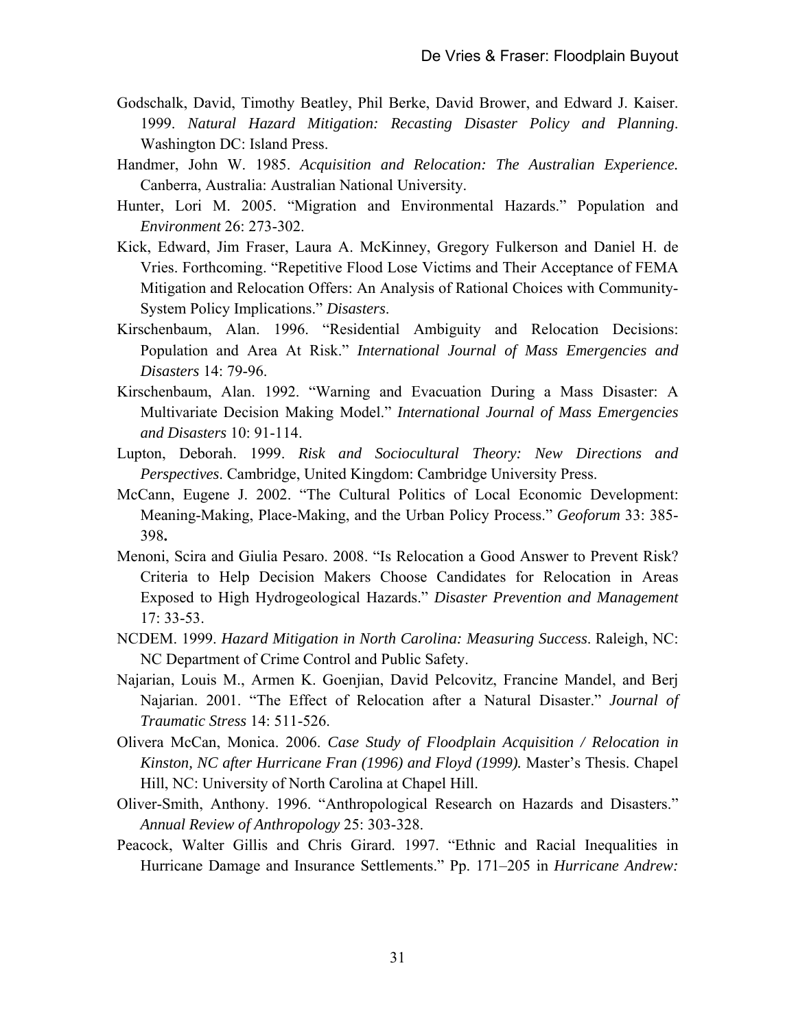Godschalk, David, Timothy Beatley, Phil Berke, David Brower, and Edward J. Kaiser. 1999. *Natural Hazard Mitigation: Recasting Disaster Policy and Planning*. Washington DC: Island Press.

Handmer, John W. 1985. *Acquisition and Relocation: The Australian Experience.* Canberra, Australia: Australian National University.

Hunter, Lori M. 2005. "Migration and Environmental Hazards." Population and *Environment* 26: 273-302.

Kick, Edward, Jim Fraser, Laura A. McKinney, Gregory Fulkerson and Daniel H. de Vries. Forthcoming. "Repetitive Flood Lose Victims and Their Acceptance of FEMA Mitigation and Relocation Offers: An Analysis of Rational Choices with Community-System Policy Implications." *Disasters*.

Kirschenbaum, Alan. 1996. "Residential Ambiguity and Relocation Decisions: Population and Area At Risk." *International Journal of Mass Emergencies and Disasters* 14: 79-96.

Kirschenbaum, Alan. 1992. "Warning and Evacuation During a Mass Disaster: A Multivariate Decision Making Model." *International Journal of Mass Emergencies and Disasters* 10: 91-114.

Lupton, Deborah. 1999. *Risk and Sociocultural Theory: New Directions and Perspectives*. Cambridge, United Kingdom: Cambridge University Press.

McCann, Eugene J. 2002. "The Cultural Politics of Local Economic Development: Meaning-Making, Place-Making, and the Urban Policy Process." *Geoforum* 33: 385-398**.**

Menoni, Scira and Giulia Pesaro. 2008. "Is Relocation a Good Answer to Prevent Risk? Criteria to Help Decision Makers Choose Candidates for Relocation in Areas Exposed to High Hydrogeological Hazards." *Disaster Prevention and Management* 17: 33-53.

NCDEM. 1999. *Hazard Mitigation in North Carolina: Measuring Success*. Raleigh, NC: NC Department of Crime Control and Public Safety.

Najarian, Louis M., Armen K. Goenjian, David Pelcovitz, Francine Mandel, and Berj Najarian. 2001. "The Effect of Relocation after a Natural Disaster." *Journal of Traumatic Stress* 14: 511-526.

Olivera McCan, Monica. 2006. *Case Study of Floodplain Acquisition / Relocation in Kinston, NC after Hurricane Fran (1996) and Floyd (1999).* Master's Thesis. Chapel Hill, NC: University of North Carolina at Chapel Hill.

Oliver-Smith, Anthony. 1996. "Anthropological Research on Hazards and Disasters." *Annual Review of Anthropology* 25: 303-328.

Peacock, Walter Gillis and Chris Girard. 1997. "Ethnic and Racial Inequalities in Hurricane Damage and Insurance Settlements." Pp. 171–205 in *Hurricane Andrew:*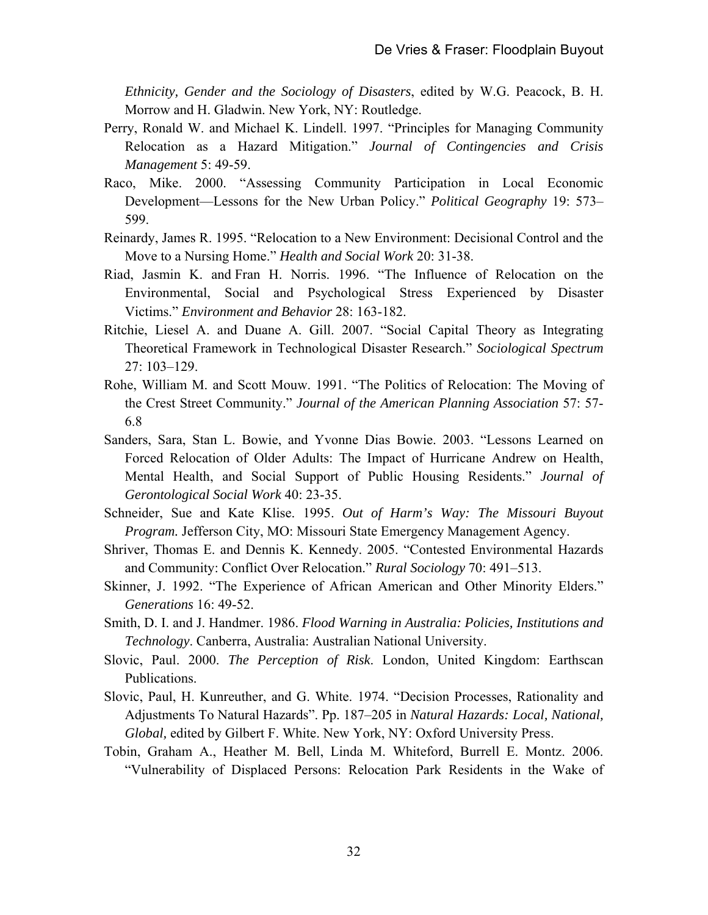*Ethnicity, Gender and the Sociology of Disasters*, edited by W.G. Peacock, B. H. Morrow and H. Gladwin. New York, NY: Routledge.

Perry, Ronald W. and Michael K. Lindell. 1997. "Principles for Managing Community Relocation as a Hazard Mitigation." *Journal of Contingencies and Crisis Management* 5: 49-59.

Raco, Mike. 2000. "Assessing Community Participation in Local Economic Development—Lessons for the New Urban Policy." *Political Geography* 19: 573–599.

Reinardy, James R. 1995. "Relocation to a New Environment: Decisional Control and the Move to a Nursing Home." *Health and Social Work* 20: 31-38.

Riad, Jasmin K. and Fran H. Norris. 1996. "The Influence of Relocation on the Environmental, Social and Psychological Stress Experienced by Disaster Victims." *Environment and Behavior* 28: 163-182.

Ritchie, Liesel A. and Duane A. Gill. 2007. "Social Capital Theory as Integrating Theoretical Framework in Technological Disaster Research." *Sociological Spectrum* 27: 103–129.

Rohe, William M. and Scott Mouw. 1991. "The Politics of Relocation: The Moving of the Crest Street Community." *Journal of the American Planning Association* 57: 57-6.8

Sanders, Sara, Stan L. Bowie, and Yvonne Dias Bowie. 2003. "Lessons Learned on Forced Relocation of Older Adults: The Impact of Hurricane Andrew on Health, Mental Health, and Social Support of Public Housing Residents." *Journal of Gerontological Social Work* 40: 23-35.

Schneider, Sue and Kate Klise. 1995. *Out of Harm's Way: The Missouri Buyout Program.* Jefferson City, MO: Missouri State Emergency Management Agency.

Shriver, Thomas E. and Dennis K. Kennedy. 2005. "Contested Environmental Hazards and Community: Conflict Over Relocation." *Rural Sociology* 70: 491–513.

Skinner, J. 1992. "The Experience of African American and Other Minority Elders." *Generations* 16: 49-52.

Smith, D. I. and J. Handmer. 1986. *Flood Warning in Australia: Policies, Institutions and Technology*. Canberra, Australia: Australian National University.

Slovic, Paul. 2000. *The Perception of Risk*. London, United Kingdom: Earthscan Publications.

Slovic, Paul, H. Kunreuther, and G. White. 1974. "Decision Processes, Rationality and Adjustments To Natural Hazards". Pp. 187–205 in *Natural Hazards: Local, National, Global,* edited by Gilbert F. White. New York, NY: Oxford University Press.

Tobin, Graham A., Heather M. Bell, Linda M. Whiteford, Burrell E. Montz. 2006. "Vulnerability of Displaced Persons: Relocation Park Residents in the Wake of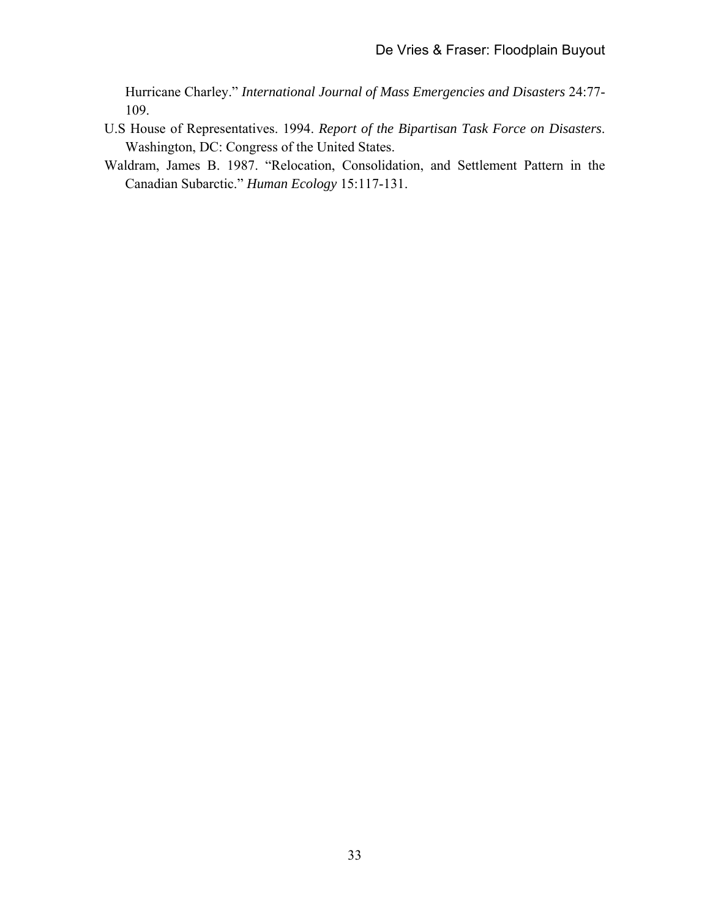Hurricane Charley." *International Journal of Mass Emergencies and Disasters* 24:77-109.

U.S House of Representatives. 1994. *Report of the Bipartisan Task Force on Disasters*. Washington, DC: Congress of the United States.

Waldram, James B. 1987. "Relocation, Consolidation, and Settlement Pattern in the Canadian Subarctic." *Human Ecology* 15:117-131.